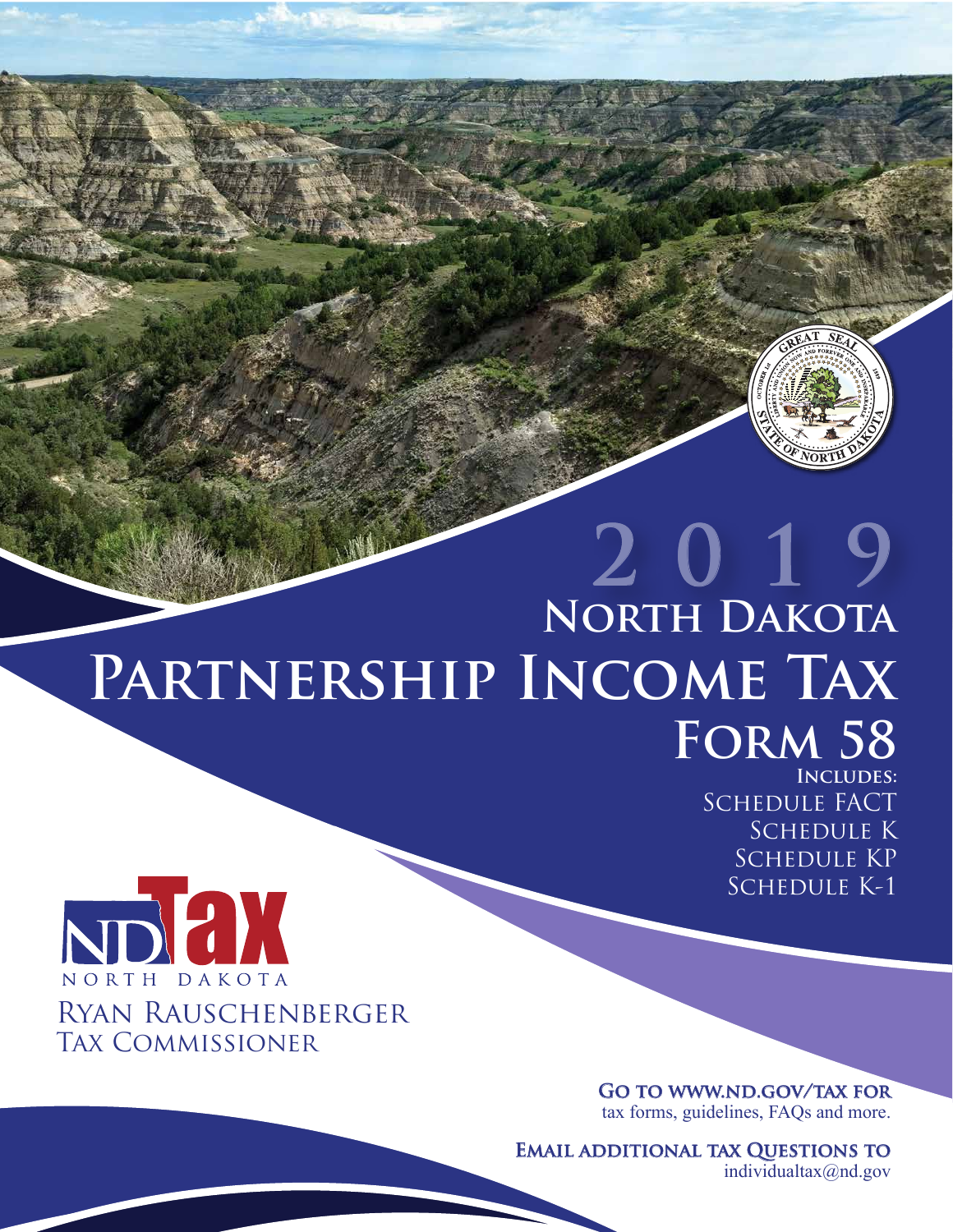# 2019

# North Dakota

# Partnership Income Tax

## Form 58

**Includes:**

Schedule FACT

Schedule K

Schedule KP

Schedule K-1

ND Tax

NORTH DAKOTA

Ryan Rauschenberger

Tax Commissioner

**Go to www.nd.gov/tax for**
tax forms, guidelines, FAQs and more.

**Email additional tax Questions to**
individualtax@nd.gov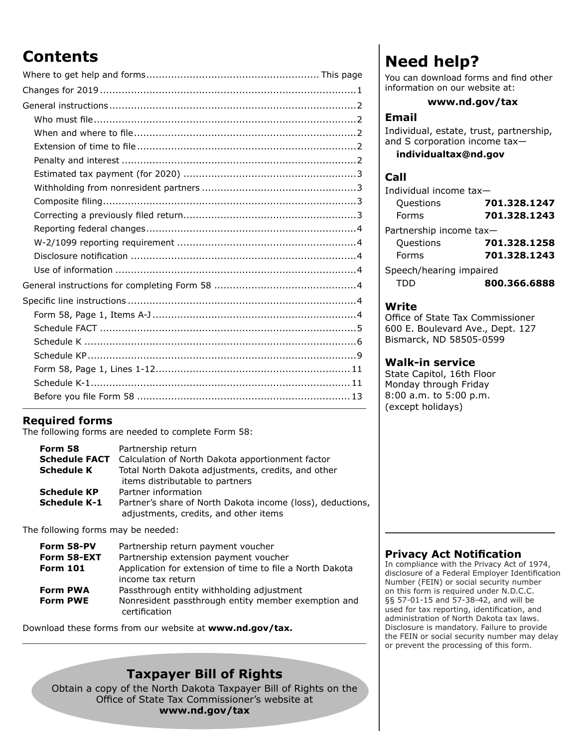# Contents

| | |
|---|---|
| Where to get help and forms | This page |
| Changes for 2019 | 1 |
| General instructions | 2 |
| Who must file | 2 |
| When and where to file | 2 |
| Extension of time to file | 2 |
| Penalty and interest | 2 |
| Estimated tax payment (for 2020) | 3 |
| Withholding from nonresident partners | 3 |
| Composite filing | 3 |
| Correcting a previously filed return | 3 |
| Reporting federal changes | 4 |
| W-2/1099 reporting requirement | 4 |
| Disclosure notification | 4 |
| Use of information | 4 |
| General instructions for completing Form 58 | 4 |
| Specific line instructions | 4 |
| Form 58, Page 1, Items A-J | 4 |
| Schedule FACT | 5 |
| Schedule K | 6 |
| Schedule KP | 9 |
| Form 58, Page 1, Lines 1-12 | 11 |
| Schedule K-1 | 11 |
| Before you file Form 58 | 13 |

## Required forms

The following forms are needed to complete Form 58:

| | |
|---|---|
| **Form 58** | Partnership return |
| **Schedule FACT** | Calculation of North Dakota apportionment factor |
| **Schedule K** | Total North Dakota adjustments, credits, and other items distributable to partners |
| **Schedule KP** | Partner information |
| **Schedule K-1** | Partner's share of North Dakota income (loss), deductions, adjustments, credits, and other items |

The following forms may be needed:

| | |
|---|---|
| **Form 58-PV** | Partnership return payment voucher |
| **Form 58-EXT** | Partnership extension payment voucher |
| **Form 101** | Application for extension of time to file a North Dakota income tax return |
| **Form PWA** | Passthrough entity withholding adjustment |
| **Form PWE** | Nonresident passthrough entity member exemption and certification |

Download these forms from our website at **www.nd.gov/tax.**

## Taxpayer Bill of Rights

Obtain a copy of the North Dakota Taxpayer Bill of Rights on the Office of State Tax Commissioner's website at **www.nd.gov/tax**

# Need help?

You can download forms and find other information on our website at:

**www.nd.gov/tax**

### Email

Individual, estate, trust, partnership, and S corporation income tax—

**individualtax@nd.gov**

### Call

| | |
|---|---|
| Individual income tax— | |
| Questions | **701.328.1247** |
| Forms | **701.328.1243** |
| Partnership income tax— | |
| Questions | **701.328.1258** |
| Forms | **701.328.1243** |
| Speech/hearing impaired | |
| TDD | **800.366.6888** |

### Write

Office of State Tax Commissioner
600 E. Boulevard Ave., Dept. 127
Bismarck, ND 58505-0599

### Walk-in service

State Capitol, 16th Floor
Monday through Friday
8:00 a.m. to 5:00 p.m.
(except holidays)

### Privacy Act Notification

In compliance with the Privacy Act of 1974, disclosure of a Federal Employer Identification Number (FEIN) or social security number on this form is required under N.D.C.C. §§ 57-01-15 and 57-38-42, and will be used for tax reporting, identification, and administration of North Dakota tax laws. Disclosure is mandatory. Failure to provide the FEIN or social security number may delay or prevent the processing of this form.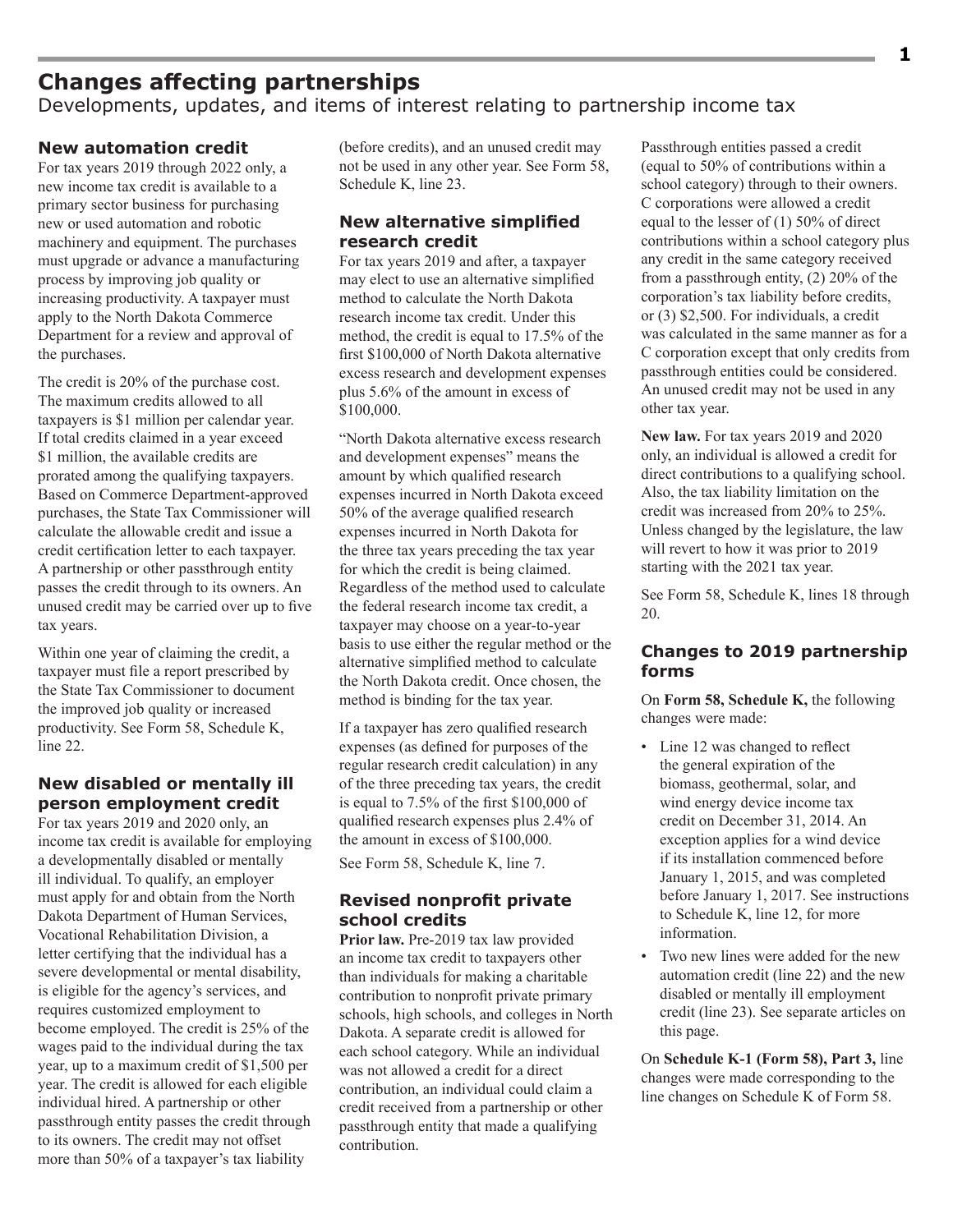# Changes affecting partnerships

Developments, updates, and items of interest relating to partnership income tax

### New automation credit

For tax years 2019 through 2022 only, a new income tax credit is available to a primary sector business for purchasing new or used automation and robotic machinery and equipment. The purchases must upgrade or advance a manufacturing process by improving job quality or increasing productivity. A taxpayer must apply to the North Dakota Commerce Department for a review and approval of the purchases.

The credit is 20% of the purchase cost. The maximum credits allowed to all taxpayers is $1 million per calendar year. If total credits claimed in a year exceed $1 million, the available credits are prorated among the qualifying taxpayers. Based on Commerce Department-approved purchases, the State Tax Commissioner will calculate the allowable credit and issue a credit certification letter to each taxpayer. A partnership or other passthrough entity passes the credit through to its owners. An unused credit may be carried over up to five tax years.

Within one year of claiming the credit, a taxpayer must file a report prescribed by the State Tax Commissioner to document the improved job quality or increased productivity. See Form 58, Schedule K, line 22.

### New disabled or mentally ill person employment credit

For tax years 2019 and 2020 only, an income tax credit is available for employing a developmentally disabled or mentally ill individual. To qualify, an employer must apply for and obtain from the North Dakota Department of Human Services, Vocational Rehabilitation Division, a letter certifying that the individual has a severe developmental or mental disability, is eligible for the agency's services, and requires customized employment to become employed. The credit is 25% of the wages paid to the individual during the tax year, up to a maximum credit of $1,500 per year. The credit is allowed for each eligible individual hired. A partnership or other passthrough entity passes the credit through to its owners. The credit may not offset more than 50% of a taxpayer's tax liability (before credits), and an unused credit may not be used in any other year. See Form 58, Schedule K, line 23.

### New alternative simplified research credit

For tax years 2019 and after, a taxpayer may elect to use an alternative simplified method to calculate the North Dakota research income tax credit. Under this method, the credit is equal to 17.5% of the first $100,000 of North Dakota alternative excess research and development expenses plus 5.6% of the amount in excess of $100,000.

"North Dakota alternative excess research and development expenses" means the amount by which qualified research expenses incurred in North Dakota exceed 50% of the average qualified research expenses incurred in North Dakota for the three tax years preceding the tax year for which the credit is being claimed. Regardless of the method used to calculate the federal research income tax credit, a taxpayer may choose on a year-to-year basis to use either the regular method or the alternative simplified method to calculate the North Dakota credit. Once chosen, the method is binding for the tax year.

If a taxpayer has zero qualified research expenses (as defined for purposes of the regular research credit calculation) in any of the three preceding tax years, the credit is equal to 7.5% of the first $100,000 of qualified research expenses plus 2.4% of the amount in excess of $100,000.

See Form 58, Schedule K, line 7.

### Revised nonprofit private school credits

**Prior law.** Pre-2019 tax law provided an income tax credit to taxpayers other than individuals for making a charitable contribution to nonprofit private primary schools, high schools, and colleges in North Dakota. A separate credit is allowed for each school category. While an individual was not allowed a credit for a direct contribution, an individual could claim a credit received from a partnership or other passthrough entity that made a qualifying contribution. Passthrough entities passed a credit (equal to 50% of contributions within a school category) through to their owners. C corporations were allowed a credit equal to the lesser of (1) 50% of direct contributions within a school category plus any credit in the same category received from a passthrough entity, (2) 20% of the corporation's tax liability before credits, or (3) $2,500. For individuals, a credit was calculated in the same manner as for a C corporation except that only credits from passthrough entities could be considered. An unused credit may not be used in any other tax year.

**New law.** For tax years 2019 and 2020 only, an individual is allowed a credit for direct contributions to a qualifying school. Also, the tax liability limitation on the credit was increased from 20% to 25%. Unless changed by the legislature, the law will revert to how it was prior to 2019 starting with the 2021 tax year.

See Form 58, Schedule K, lines 18 through 20.

### Changes to 2019 partnership forms

On **Form 58, Schedule K,** the following changes were made:

- Line 12 was changed to reflect the general expiration of the biomass, geothermal, solar, and wind energy device income tax credit on December 31, 2014. An exception applies for a wind device if its installation commenced before January 1, 2015, and was completed before January 1, 2017. See instructions to Schedule K, line 12, for more information.
- Two new lines were added for the new automation credit (line 22) and the new disabled or mentally ill employment credit (line 23). See separate articles on this page.

On **Schedule K-1 (Form 58), Part 3,** line changes were made corresponding to the line changes on Schedule K of Form 58.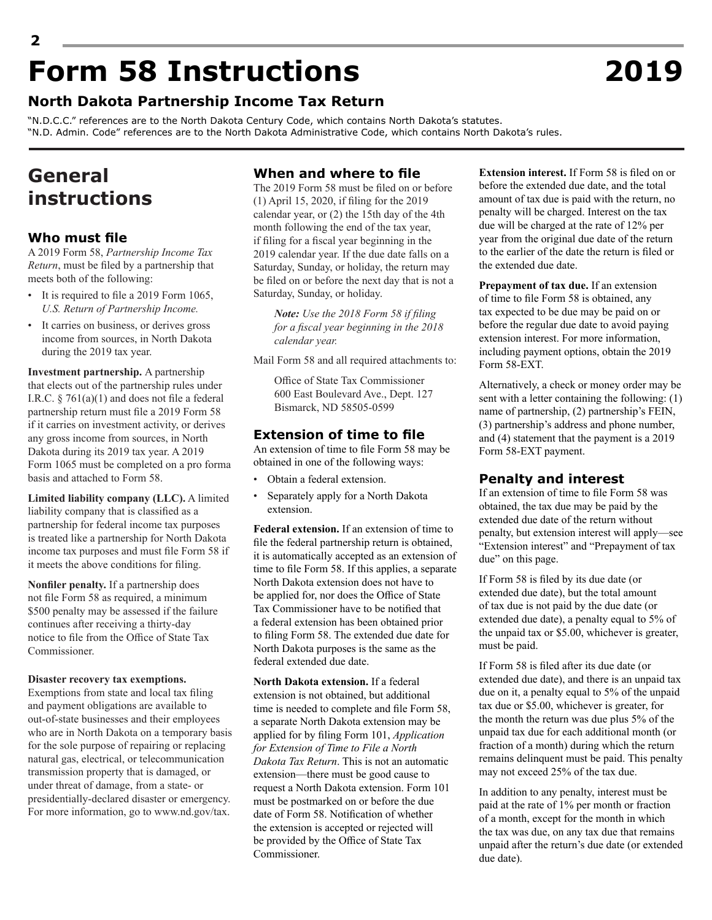# Form 58 Instructions 2019

## North Dakota Partnership Income Tax Return

"N.D.C.C." references are to the North Dakota Century Code, which contains North Dakota's statutes.
"N.D. Admin. Code" references are to the North Dakota Administrative Code, which contains North Dakota's rules.

## General instructions

### Who must file

A 2019 Form 58, *Partnership Income Tax Return*, must be filed by a partnership that meets both of the following:

- It is required to file a 2019 Form 1065, *U.S. Return of Partnership Income.*
- It carries on business, or derives gross income from sources, in North Dakota during the 2019 tax year.

**Investment partnership.** A partnership that elects out of the partnership rules under I.R.C. § 761(a)(1) and does not file a federal partnership return must file a 2019 Form 58 if it carries on investment activity, or derives any gross income from sources, in North Dakota during its 2019 tax year. A 2019 Form 1065 must be completed on a pro forma basis and attached to Form 58.

**Limited liability company (LLC).** A limited liability company that is classified as a partnership for federal income tax purposes is treated like a partnership for North Dakota income tax purposes and must file Form 58 if it meets the above conditions for filing.

**Nonfiler penalty.** If a partnership does not file Form 58 as required, a minimum $500 penalty may be assessed if the failure continues after receiving a thirty-day notice to file from the Office of State Tax Commissioner.

**Disaster recovery tax exemptions.** Exemptions from state and local tax filing and payment obligations are available to out-of-state businesses and their employees who are in North Dakota on a temporary basis for the sole purpose of repairing or replacing natural gas, electrical, or telecommunication transmission property that is damaged, or under threat of damage, from a state- or presidentially-declared disaster or emergency. For more information, go to www.nd.gov/tax.

### When and where to file

The 2019 Form 58 must be filed on or before (1) April 15, 2020, if filing for the 2019 calendar year, or (2) the 15th day of the 4th month following the end of the tax year, if filing for a fiscal year beginning in the 2019 calendar year. If the due date falls on a Saturday, Sunday, or holiday, the return may be filed on or before the next day that is not a Saturday, Sunday, or holiday.

> ***Note:*** *Use the 2018 Form 58 if filing for a fiscal year beginning in the 2018 calendar year.*

Mail Form 58 and all required attachments to:

> Office of State Tax Commissioner
> 600 East Boulevard Ave., Dept. 127
> Bismarck, ND 58505-0599

### Extension of time to file

An extension of time to file Form 58 may be obtained in one of the following ways:

- Obtain a federal extension.
- Separately apply for a North Dakota extension.

**Federal extension.** If an extension of time to file the federal partnership return is obtained, it is automatically accepted as an extension of time to file Form 58. If this applies, a separate North Dakota extension does not have to be applied for, nor does the Office of State Tax Commissioner have to be notified that a federal extension has been obtained prior to filing Form 58. The extended due date for North Dakota purposes is the same as the federal extended due date.

**North Dakota extension.** If a federal extension is not obtained, but additional time is needed to complete and file Form 58, a separate North Dakota extension may be applied for by filing Form 101, *Application for Extension of Time to File a North Dakota Tax Return*. This is not an automatic extension—there must be good cause to request a North Dakota extension. Form 101 must be postmarked on or before the due date of Form 58. Notification of whether the extension is accepted or rejected will be provided by the Office of State Tax Commissioner.

**Extension interest.** If Form 58 is filed on or before the extended due date, and the total amount of tax due is paid with the return, no penalty will be charged. Interest on the tax due will be charged at the rate of 12% per year from the original due date of the return to the earlier of the date the return is filed or the extended due date.

**Prepayment of tax due.** If an extension of time to file Form 58 is obtained, any tax expected to be due may be paid on or before the regular due date to avoid paying extension interest. For more information, including payment options, obtain the 2019 Form 58-EXT.

Alternatively, a check or money order may be sent with a letter containing the following: (1) name of partnership, (2) partnership's FEIN, (3) partnership's address and phone number, and (4) statement that the payment is a 2019 Form 58-EXT payment.

### Penalty and interest

If an extension of time to file Form 58 was obtained, the tax due may be paid by the extended due date of the return without penalty, but extension interest will apply—see "Extension interest" and "Prepayment of tax due" on this page.

If Form 58 is filed by its due date (or extended due date), but the total amount of tax due is not paid by the due date (or extended due date), a penalty equal to 5% of the unpaid tax or $5.00, whichever is greater, must be paid.

If Form 58 is filed after its due date (or extended due date), and there is an unpaid tax due on it, a penalty equal to 5% of the unpaid tax due or $5.00, whichever is greater, for the month the return was due plus 5% of the unpaid tax due for each additional month (or fraction of a month) during which the return remains delinquent must be paid. This penalty may not exceed 25% of the tax due.

In addition to any penalty, interest must be paid at the rate of 1% per month or fraction of a month, except for the month in which the tax was due, on any tax due that remains unpaid after the return's due date (or extended due date).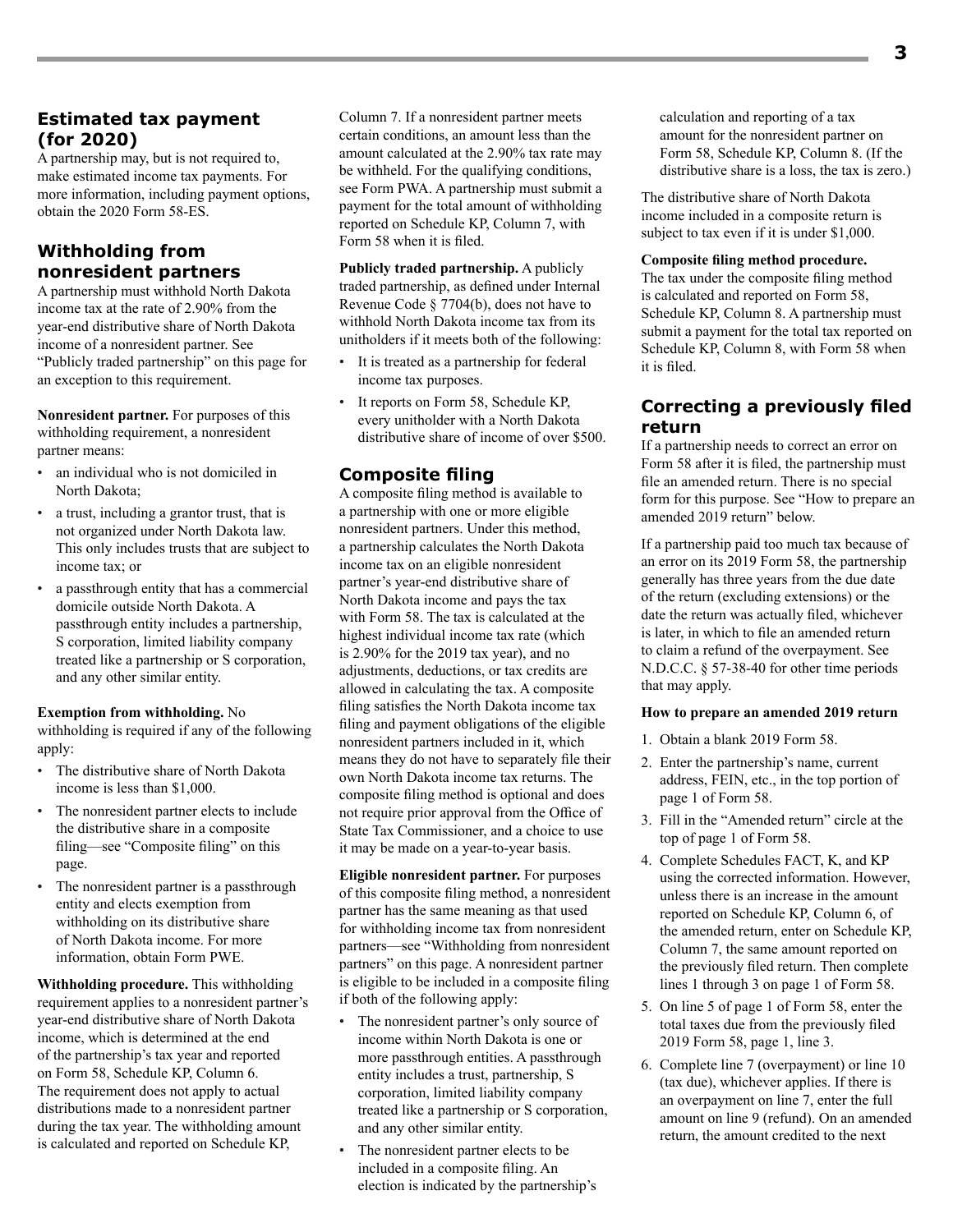## Estimated tax payment (for 2020)

A partnership may, but is not required to, make estimated income tax payments. For more information, including payment options, obtain the 2020 Form 58-ES.

## Withholding from nonresident partners

A partnership must withhold North Dakota income tax at the rate of 2.90% from the year-end distributive share of North Dakota income of a nonresident partner. See "Publicly traded partnership" on this page for an exception to this requirement.

**Nonresident partner.** For purposes of this withholding requirement, a nonresident partner means:

- an individual who is not domiciled in North Dakota;
- a trust, including a grantor trust, that is not organized under North Dakota law. This only includes trusts that are subject to income tax; or
- a passthrough entity that has a commercial domicile outside North Dakota. A passthrough entity includes a partnership, S corporation, limited liability company treated like a partnership or S corporation, and any other similar entity.

**Exemption from withholding.** No withholding is required if any of the following apply:

- The distributive share of North Dakota income is less than $1,000.
- The nonresident partner elects to include the distributive share in a composite filing—see "Composite filing" on this page.
- The nonresident partner is a passthrough entity and elects exemption from withholding on its distributive share of North Dakota income. For more information, obtain Form PWE.

**Withholding procedure.** This withholding requirement applies to a nonresident partner's year-end distributive share of North Dakota income, which is determined at the end of the partnership's tax year and reported on Form 58, Schedule KP, Column 6. The requirement does not apply to actual distributions made to a nonresident partner during the tax year. The withholding amount is calculated and reported on Schedule KP, Column 7. If a nonresident partner meets certain conditions, an amount less than the amount calculated at the 2.90% tax rate may be withheld. For the qualifying conditions, see Form PWA. A partnership must submit a payment for the total amount of withholding reported on Schedule KP, Column 7, with Form 58 when it is filed.

**Publicly traded partnership.** A publicly traded partnership, as defined under Internal Revenue Code § 7704(b), does not have to withhold North Dakota income tax from its unitholders if it meets both of the following:

- It is treated as a partnership for federal income tax purposes.
- It reports on Form 58, Schedule KP, every unitholder with a North Dakota distributive share of income of over $500.

## Composite filing

A composite filing method is available to a partnership with one or more eligible nonresident partners. Under this method, a partnership calculates the North Dakota income tax on an eligible nonresident partner's year-end distributive share of North Dakota income and pays the tax with Form 58. The tax is calculated at the highest individual income tax rate (which is 2.90% for the 2019 tax year), and no adjustments, deductions, or tax credits are allowed in calculating the tax. A composite filing satisfies the North Dakota income tax filing and payment obligations of the eligible nonresident partners included in it, which means they do not have to separately file their own North Dakota income tax returns. The composite filing method is optional and does not require prior approval from the Office of State Tax Commissioner, and a choice to use it may be made on a year-to-year basis.

**Eligible nonresident partner.** For purposes of this composite filing method, a nonresident partner has the same meaning as that used for withholding income tax from nonresident partners—see "Withholding from nonresident partners" on this page. A nonresident partner is eligible to be included in a composite filing if both of the following apply:

- The nonresident partner's only source of income within North Dakota is one or more passthrough entities. A passthrough entity includes a trust, partnership, S corporation, limited liability company treated like a partnership or S corporation, and any other similar entity.
- The nonresident partner elects to be included in a composite filing. An election is indicated by the partnership's calculation and reporting of a tax amount for the nonresident partner on Form 58, Schedule KP, Column 8. (If the distributive share is a loss, the tax is zero.)

The distributive share of North Dakota income included in a composite return is subject to tax even if it is under $1,000.

**Composite filing method procedure.** The tax under the composite filing method is calculated and reported on Form 58, Schedule KP, Column 8. A partnership must submit a payment for the total tax reported on Schedule KP, Column 8, with Form 58 when it is filed.

## Correcting a previously filed return

If a partnership needs to correct an error on Form 58 after it is filed, the partnership must file an amended return. There is no special form for this purpose. See "How to prepare an amended 2019 return" below.

If a partnership paid too much tax because of an error on its 2019 Form 58, the partnership generally has three years from the due date of the return (excluding extensions) or the date the return was actually filed, whichever is later, in which to file an amended return to claim a refund of the overpayment. See N.D.C.C. § 57-38-40 for other time periods that may apply.

**How to prepare an amended 2019 return**

1. Obtain a blank 2019 Form 58.
2. Enter the partnership's name, current address, FEIN, etc., in the top portion of page 1 of Form 58.
3. Fill in the "Amended return" circle at the top of page 1 of Form 58.
4. Complete Schedules FACT, K, and KP using the corrected information. However, unless there is an increase in the amount reported on Schedule KP, Column 6, of the amended return, enter on Schedule KP, Column 7, the same amount reported on the previously filed return. Then complete lines 1 through 3 on page 1 of Form 58.
5. On line 5 of page 1 of Form 58, enter the total taxes due from the previously filed 2019 Form 58, page 1, line 3.
6. Complete line 7 (overpayment) or line 10 (tax due), whichever applies. If there is an overpayment on line 7, enter the full amount on line 9 (refund). On an amended return, the amount credited to the next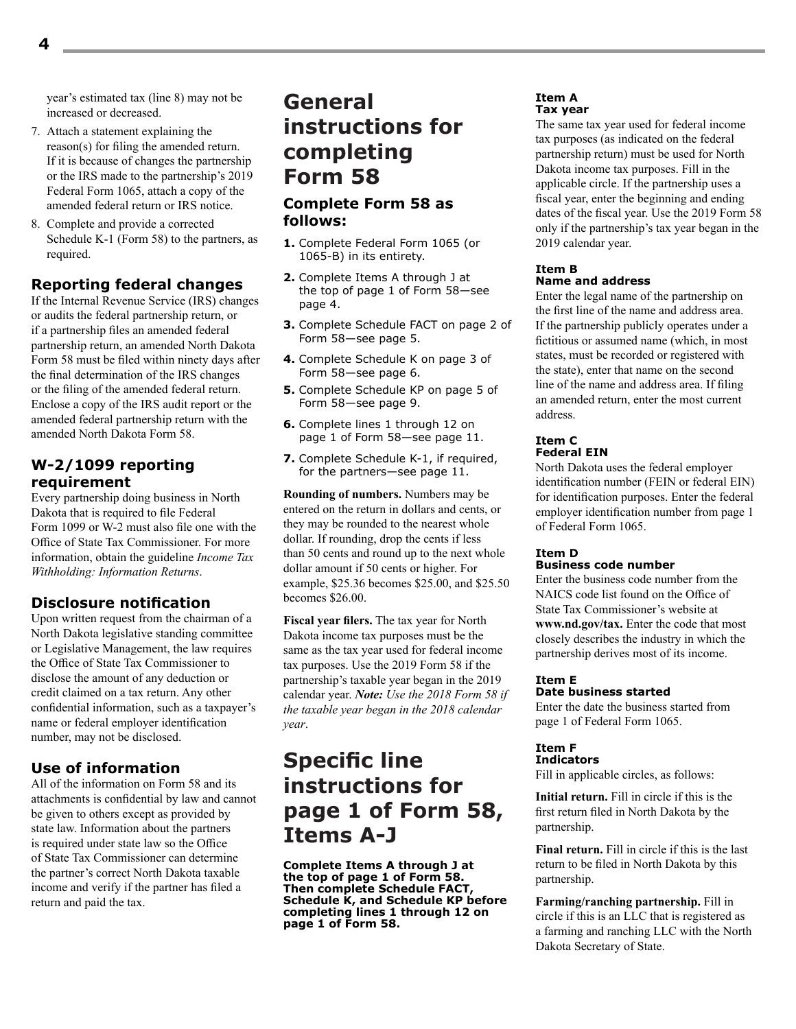year's estimated tax (line 8) may not be increased or decreased.

7. Attach a statement explaining the reason(s) for filing the amended return. If it is because of changes the partnership or the IRS made to the partnership's 2019 Federal Form 1065, attach a copy of the amended federal return or IRS notice.
8. Complete and provide a corrected Schedule K-1 (Form 58) to the partners, as required.

### Reporting federal changes

If the Internal Revenue Service (IRS) changes or audits the federal partnership return, or if a partnership files an amended federal partnership return, an amended North Dakota Form 58 must be filed within ninety days after the final determination of the IRS changes or the filing of the amended federal return. Enclose a copy of the IRS audit report or the amended federal partnership return with the amended North Dakota Form 58.

### W-2/1099 reporting requirement

Every partnership doing business in North Dakota that is required to file Federal Form 1099 or W-2 must also file one with the Office of State Tax Commissioner. For more information, obtain the guideline *Income Tax Withholding: Information Returns*.

### Disclosure notification

Upon written request from the chairman of a North Dakota legislative standing committee or Legislative Management, the law requires the Office of State Tax Commissioner to disclose the amount of any deduction or credit claimed on a tax return. Any other confidential information, such as a taxpayer's name or federal employer identification number, may not be disclosed.

### Use of information

All of the information on Form 58 and its attachments is confidential by law and cannot be given to others except as provided by state law. Information about the partners is required under state law so the Office of State Tax Commissioner can determine the partner's correct North Dakota taxable income and verify if the partner has filed a return and paid the tax.

# General instructions for completing Form 58

### Complete Form 58 as follows:

1. Complete Federal Form 1065 (or 1065-B) in its entirety.
2. Complete Items A through J at the top of page 1 of Form 58—see page 4.
3. Complete Schedule FACT on page 2 of Form 58—see page 5.
4. Complete Schedule K on page 3 of Form 58—see page 6.
5. Complete Schedule KP on page 5 of Form 58—see page 9.
6. Complete lines 1 through 12 on page 1 of Form 58—see page 11.
7. Complete Schedule K-1, if required, for the partners—see page 11.

**Rounding of numbers.** Numbers may be entered on the return in dollars and cents, or they may be rounded to the nearest whole dollar. If rounding, drop the cents if less than 50 cents and round up to the next whole dollar amount if 50 cents or higher. For example, $25.36 becomes $25.00, and $25.50 becomes $26.00.

**Fiscal year filers.** The tax year for North Dakota income tax purposes must be the same as the tax year used for federal income tax purposes. Use the 2019 Form 58 if the partnership's taxable year began in the 2019 calendar year. ***Note:*** *Use the 2018 Form 58 if the taxable year began in the 2018 calendar year.*

# Specific line instructions for page 1 of Form 58, Items A-J

**Complete Items A through J at the top of page 1 of Form 58. Then complete Schedule FACT, Schedule K, and Schedule KP before completing lines 1 through 12 on page 1 of Form 58.**

#### Item A
#### Tax year

The same tax year used for federal income tax purposes (as indicated on the federal partnership return) must be used for North Dakota income tax purposes. Fill in the applicable circle. If the partnership uses a fiscal year, enter the beginning and ending dates of the fiscal year. Use the 2019 Form 58 only if the partnership's tax year began in the 2019 calendar year.

#### Item B
#### Name and address

Enter the legal name of the partnership on the first line of the name and address area. If the partnership publicly operates under a fictitious or assumed name (which, in most states, must be recorded or registered with the state), enter that name on the second line of the name and address area. If filing an amended return, enter the most current address.

#### Item C
#### Federal EIN

North Dakota uses the federal employer identification number (FEIN or federal EIN) for identification purposes. Enter the federal employer identification number from page 1 of Federal Form 1065.

#### Item D
#### Business code number

Enter the business code number from the NAICS code list found on the Office of State Tax Commissioner's website at **www.nd.gov/tax.** Enter the code that most closely describes the industry in which the partnership derives most of its income.

#### Item E
#### Date business started

Enter the date the business started from page 1 of Federal Form 1065.

#### Item F
#### Indicators

Fill in applicable circles, as follows:

**Initial return.** Fill in circle if this is the first return filed in North Dakota by the partnership.

**Final return.** Fill in circle if this is the last return to be filed in North Dakota by this partnership.

**Farming/ranching partnership.** Fill in circle if this is an LLC that is registered as a farming and ranching LLC with the North Dakota Secretary of State.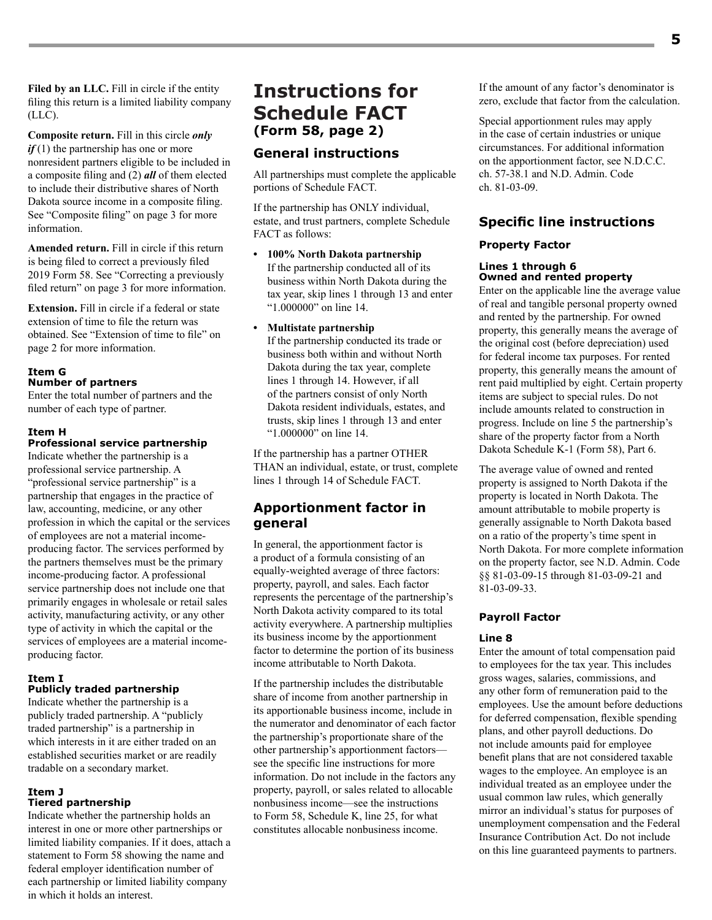**Filed by an LLC.** Fill in circle if the entity filing this return is a limited liability company (LLC).

**Composite return.** Fill in this circle ***only if*** (1) the partnership has one or more nonresident partners eligible to be included in a composite filing and (2) ***all*** of them elected to include their distributive shares of North Dakota source income in a composite filing. See "Composite filing" on page 3 for more information.

**Amended return.** Fill in circle if this return is being filed to correct a previously filed 2019 Form 58. See "Correcting a previously filed return" on page 3 for more information.

**Extension.** Fill in circle if a federal or state extension of time to file the return was obtained. See "Extension of time to file" on page 2 for more information.

#### Item G
#### Number of partners

Enter the total number of partners and the number of each type of partner.

#### Item H
#### Professional service partnership

Indicate whether the partnership is a professional service partnership. A "professional service partnership" is a partnership that engages in the practice of law, accounting, medicine, or any other profession in which the capital or the services of employees are not a material income-producing factor. The services performed by the partners themselves must be the primary income-producing factor. A professional service partnership does not include one that primarily engages in wholesale or retail sales activity, manufacturing activity, or any other type of activity in which the capital or the services of employees are a material income-producing factor.

#### Item I
#### Publicly traded partnership

Indicate whether the partnership is a publicly traded partnership. A "publicly traded partnership" is a partnership in which interests in it are either traded on an established securities market or are readily tradable on a secondary market.

#### Item J
#### Tiered partnership

Indicate whether the partnership holds an interest in one or more other partnerships or limited liability companies. If it does, attach a statement to Form 58 showing the name and federal employer identification number of each partnership or limited liability company in which it holds an interest.

# Instructions for Schedule FACT
## (Form 58, page 2)

## General instructions

All partnerships must complete the applicable portions of Schedule FACT.

If the partnership has ONLY individual, estate, and trust partners, complete Schedule FACT as follows:

- **100% North Dakota partnership**
  If the partnership conducted all of its business within North Dakota during the tax year, skip lines 1 through 13 and enter "1.000000" on line 14.
- **Multistate partnership**
  If the partnership conducted its trade or business both within and without North Dakota during the tax year, complete lines 1 through 14. However, if all of the partners consist of only North Dakota resident individuals, estates, and trusts, skip lines 1 through 13 and enter "1.000000" on line 14.

If the partnership has a partner OTHER THAN an individual, estate, or trust, complete lines 1 through 14 of Schedule FACT.

## Apportionment factor in general

In general, the apportionment factor is a product of a formula consisting of an equally-weighted average of three factors: property, payroll, and sales. Each factor represents the percentage of the partnership's North Dakota activity compared to its total activity everywhere. A partnership multiplies its business income by the apportionment factor to determine the portion of its business income attributable to North Dakota.

If the partnership includes the distributable share of income from another partnership in its apportionable business income, include in the numerator and denominator of each factor the partnership's proportionate share of the other partnership's apportionment factors—see the specific line instructions for more information. Do not include in the factors any property, payroll, or sales related to allocable nonbusiness income—see the instructions to Form 58, Schedule K, line 25, for what constitutes allocable nonbusiness income.

If the amount of any factor's denominator is zero, exclude that factor from the calculation.

Special apportionment rules may apply in the case of certain industries or unique circumstances. For additional information on the apportionment factor, see N.D.C.C. ch. 57-38.1 and N.D. Admin. Code ch. 81-03-09.

## Specific line instructions

### Property Factor

#### Lines 1 through 6
#### Owned and rented property

Enter on the applicable line the average value of real and tangible personal property owned and rented by the partnership. For owned property, this generally means the average of the original cost (before depreciation) used for federal income tax purposes. For rented property, this generally means the amount of rent paid multiplied by eight. Certain property items are subject to special rules. Do not include amounts related to construction in progress. Include on line 5 the partnership's share of the property factor from a North Dakota Schedule K-1 (Form 58), Part 6.

The average value of owned and rented property is assigned to North Dakota if the property is located in North Dakota. The amount attributable to mobile property is generally assignable to North Dakota based on a ratio of the property's time spent in North Dakota. For more complete information on the property factor, see N.D. Admin. Code §§ 81-03-09-15 through 81-03-09-21 and 81-03-09-33.

### Payroll Factor

#### Line 8

Enter the amount of total compensation paid to employees for the tax year. This includes gross wages, salaries, commissions, and any other form of remuneration paid to the employees. Use the amount before deductions for deferred compensation, flexible spending plans, and other payroll deductions. Do not include amounts paid for employee benefit plans that are not considered taxable wages to the employee. An employee is an individual treated as an employee under the usual common law rules, which generally mirror an individual's status for purposes of unemployment compensation and the Federal Insurance Contribution Act. Do not include on this line guaranteed payments to partners.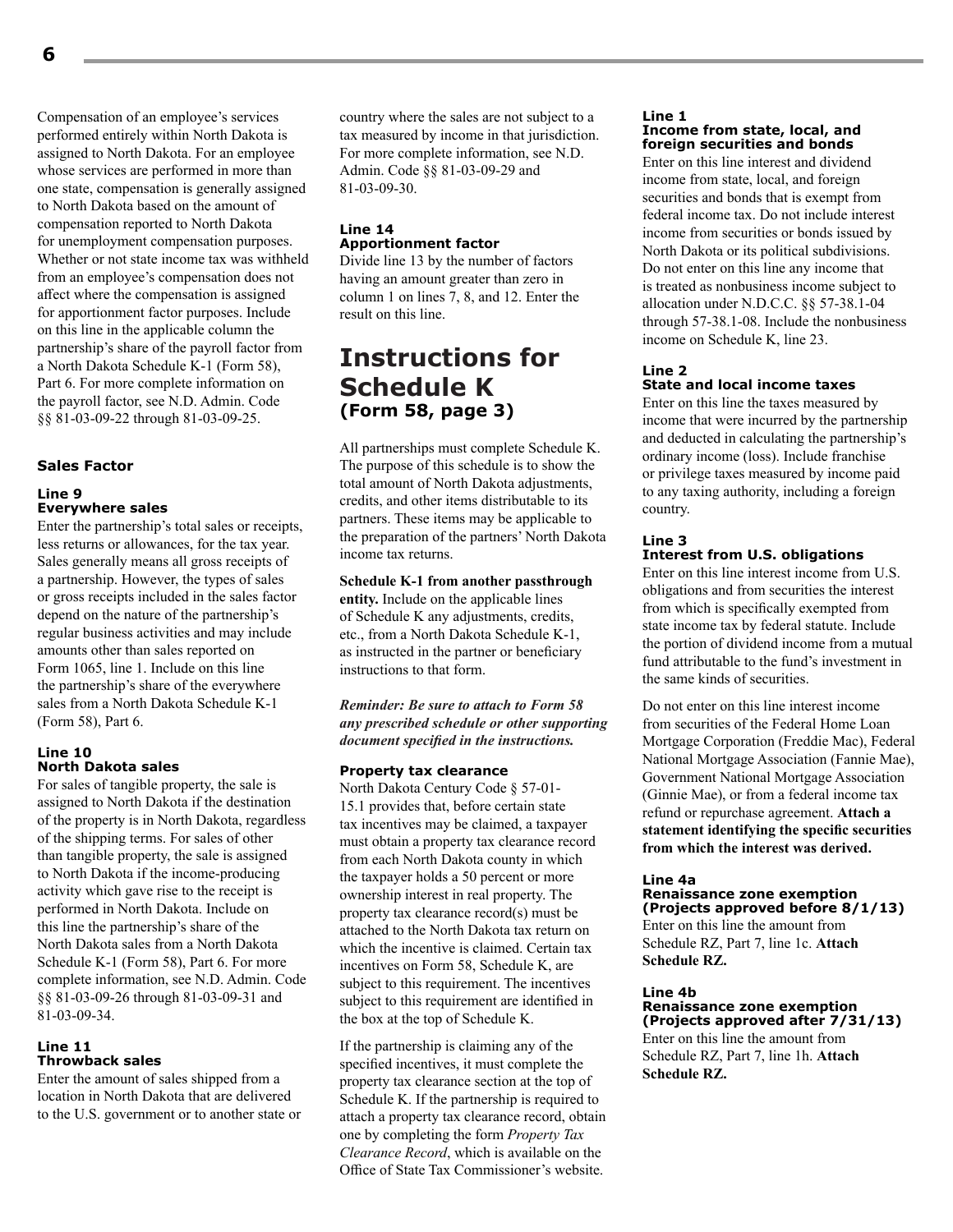Compensation of an employee's services performed entirely within North Dakota is assigned to North Dakota. For an employee whose services are performed in more than one state, compensation is generally assigned to North Dakota based on the amount of compensation reported to North Dakota for unemployment compensation purposes. Whether or not state income tax was withheld from an employee's compensation does not affect where the compensation is assigned for apportionment factor purposes. Include on this line in the applicable column the partnership's share of the payroll factor from a North Dakota Schedule K-1 (Form 58), Part 6. For more complete information on the payroll factor, see N.D. Admin. Code §§ 81-03-09-22 through 81-03-09-25.

### Sales Factor

**Line 9**
**Everywhere sales**

Enter the partnership's total sales or receipts, less returns or allowances, for the tax year. Sales generally means all gross receipts of a partnership. However, the types of sales or gross receipts included in the sales factor depend on the nature of the partnership's regular business activities and may include amounts other than sales reported on Form 1065, line 1. Include on this line the partnership's share of the everywhere sales from a North Dakota Schedule K-1 (Form 58), Part 6.

**Line 10**
**North Dakota sales**

For sales of tangible property, the sale is assigned to North Dakota if the destination of the property is in North Dakota, regardless of the shipping terms. For sales of other than tangible property, the sale is assigned to North Dakota if the income-producing activity which gave rise to the receipt is performed in North Dakota. Include on this line the partnership's share of the North Dakota sales from a North Dakota Schedule K-1 (Form 58), Part 6. For more complete information, see N.D. Admin. Code §§ 81-03-09-26 through 81-03-09-31 and 81-03-09-34.

**Line 11**
**Throwback sales**

Enter the amount of sales shipped from a location in North Dakota that are delivered to the U.S. government or to another state or country where the sales are not subject to a tax measured by income in that jurisdiction. For more complete information, see N.D. Admin. Code §§ 81-03-09-29 and 81-03-09-30.

**Line 14**
**Apportionment factor**

Divide line 13 by the number of factors having an amount greater than zero in column 1 on lines 7, 8, and 12. Enter the result on this line.

## Instructions for Schedule K (Form 58, page 3)

All partnerships must complete Schedule K. The purpose of this schedule is to show the total amount of North Dakota adjustments, credits, and other items distributable to its partners. These items may be applicable to the preparation of the partners' North Dakota income tax returns.

**Schedule K-1 from another passthrough entity.** Include on the applicable lines of Schedule K any adjustments, credits, etc., from a North Dakota Schedule K-1, as instructed in the partner or beneficiary instructions to that form.

***Reminder: Be sure to attach to Form 58 any prescribed schedule or other supporting document specified in the instructions.***

### Property tax clearance

North Dakota Century Code § 57-01-15.1 provides that, before certain state tax incentives may be claimed, a taxpayer must obtain a property tax clearance record from each North Dakota county in which the taxpayer holds a 50 percent or more ownership interest in real property. The property tax clearance record(s) must be attached to the North Dakota tax return on which the incentive is claimed. Certain tax incentives on Form 58, Schedule K, are subject to this requirement. The incentives subject to this requirement are identified in the box at the top of Schedule K.

If the partnership is claiming any of the specified incentives, it must complete the property tax clearance section at the top of Schedule K. If the partnership is required to attach a property tax clearance record, obtain one by completing the form *Property Tax Clearance Record*, which is available on the Office of State Tax Commissioner's website.

**Line 1**
**Income from state, local, and foreign securities and bonds**

Enter on this line interest and dividend income from state, local, and foreign securities and bonds that is exempt from federal income tax. Do not include interest income from securities or bonds issued by North Dakota or its political subdivisions. Do not enter on this line any income that is treated as nonbusiness income subject to allocation under N.D.C.C. §§ 57-38.1-04 through 57-38.1-08. Include the nonbusiness income on Schedule K, line 23.

**Line 2**
**State and local income taxes**

Enter on this line the taxes measured by income that were incurred by the partnership and deducted in calculating the partnership's ordinary income (loss). Include franchise or privilege taxes measured by income paid to any taxing authority, including a foreign country.

**Line 3**
**Interest from U.S. obligations**

Enter on this line interest income from U.S. obligations and from securities the interest from which is specifically exempted from state income tax by federal statute. Include the portion of dividend income from a mutual fund attributable to the fund's investment in the same kinds of securities.

Do not enter on this line interest income from securities of the Federal Home Loan Mortgage Corporation (Freddie Mac), Federal National Mortgage Association (Fannie Mae), Government National Mortgage Association (Ginnie Mae), or from a federal income tax refund or repurchase agreement. **Attach a statement identifying the specific securities from which the interest was derived.**

**Line 4a**
**Renaissance zone exemption (Projects approved before 8/1/13)**

Enter on this line the amount from Schedule RZ, Part 7, line 1c. **Attach Schedule RZ.**

**Line 4b**
**Renaissance zone exemption (Projects approved after 7/31/13)**

Enter on this line the amount from Schedule RZ, Part 7, line 1h. **Attach Schedule RZ.**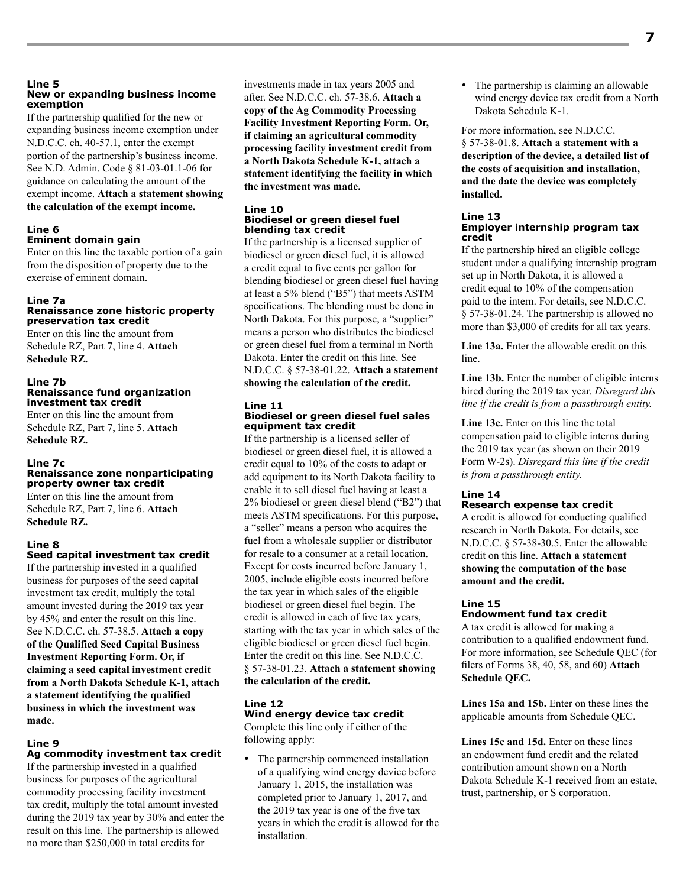### Line 5
### New or expanding business income exemption

If the partnership qualified for the new or expanding business income exemption under N.D.C.C. ch. 40-57.1, enter the exempt portion of the partnership's business income. See N.D. Admin. Code § 81-03-01.1-06 for guidance on calculating the amount of the exempt income. **Attach a statement showing the calculation of the exempt income.**

### Line 6
### Eminent domain gain

Enter on this line the taxable portion of a gain from the disposition of property due to the exercise of eminent domain.

### Line 7a
### Renaissance zone historic property preservation tax credit

Enter on this line the amount from Schedule RZ, Part 7, line 4. **Attach Schedule RZ.**

### Line 7b
### Renaissance fund organization investment tax credit

Enter on this line the amount from Schedule RZ, Part 7, line 5. **Attach Schedule RZ.**

### Line 7c
### Renaissance zone nonparticipating property owner tax credit

Enter on this line the amount from Schedule RZ, Part 7, line 6. **Attach Schedule RZ.**

### Line 8
### Seed capital investment tax credit

If the partnership invested in a qualified business for purposes of the seed capital investment tax credit, multiply the total amount invested during the 2019 tax year by 45% and enter the result on this line. See N.D.C.C. ch. 57-38.5. **Attach a copy of the Qualified Seed Capital Business Investment Reporting Form. Or, if claiming a seed capital investment credit from a North Dakota Schedule K-1, attach a statement identifying the qualified business in which the investment was made.**

### Line 9
### Ag commodity investment tax credit

If the partnership invested in a qualified business for purposes of the agricultural commodity processing facility investment tax credit, multiply the total amount invested during the 2019 tax year by 30% and enter the result on this line. The partnership is allowed no more than $250,000 in total credits for investments made in tax years 2005 and after. See N.D.C.C. ch. 57-38.6. **Attach a copy of the Ag Commodity Processing Facility Investment Reporting Form. Or, if claiming an agricultural commodity processing facility investment credit from a North Dakota Schedule K-1, attach a statement identifying the facility in which the investment was made.**

### Line 10
### Biodiesel or green diesel fuel blending tax credit

If the partnership is a licensed supplier of biodiesel or green diesel fuel, it is allowed a credit equal to five cents per gallon for blending biodiesel or green diesel fuel having at least a 5% blend ("B5") that meets ASTM specifications. The blending must be done in North Dakota. For this purpose, a "supplier" means a person who distributes the biodiesel or green diesel fuel from a terminal in North Dakota. Enter the credit on this line. See N.D.C.C. § 57-38-01.22. **Attach a statement showing the calculation of the credit.**

### Line 11
### Biodiesel or green diesel fuel sales equipment tax credit

If the partnership is a licensed seller of biodiesel or green diesel fuel, it is allowed a credit equal to 10% of the costs to adapt or add equipment to its North Dakota facility to enable it to sell diesel fuel having at least a 2% biodiesel or green diesel blend ("B2") that meets ASTM specifications. For this purpose, a "seller" means a person who acquires the fuel from a wholesale supplier or distributor for resale to a consumer at a retail location. Except for costs incurred before January 1, 2005, include eligible costs incurred before the tax year in which sales of the eligible biodiesel or green diesel fuel begin. The credit is allowed in each of five tax years, starting with the tax year in which sales of the eligible biodiesel or green diesel fuel begin. Enter the credit on this line. See N.D.C.C. § 57-38-01.23. **Attach a statement showing the calculation of the credit.**

### Line 12
### Wind energy device tax credit

Complete this line only if either of the following apply:

- The partnership commenced installation of a qualifying wind energy device before January 1, 2015, the installation was completed prior to January 1, 2017, and the 2019 tax year is one of the five tax years in which the credit is allowed for the installation.
- The partnership is claiming an allowable wind energy device tax credit from a North Dakota Schedule K-1.

For more information, see N.D.C.C. § 57-38-01.8. **Attach a statement with a description of the device, a detailed list of the costs of acquisition and installation, and the date the device was completely installed.**

### Line 13
### Employer internship program tax credit

If the partnership hired an eligible college student under a qualifying internship program set up in North Dakota, it is allowed a credit equal to 10% of the compensation paid to the intern. For details, see N.D.C.C. § 57-38-01.24. The partnership is allowed no more than $3,000 of credits for all tax years.

**Line 13a.** Enter the allowable credit on this line.

**Line 13b.** Enter the number of eligible interns hired during the 2019 tax year. *Disregard this line if the credit is from a passthrough entity.*

**Line 13c.** Enter on this line the total compensation paid to eligible interns during the 2019 tax year (as shown on their 2019 Form W-2s). *Disregard this line if the credit is from a passthrough entity.*

### Line 14
### Research expense tax credit

A credit is allowed for conducting qualified research in North Dakota. For details, see N.D.C.C. § 57-38-30.5. Enter the allowable credit on this line. **Attach a statement showing the computation of the base amount and the credit.**

### Line 15
### Endowment fund tax credit

A tax credit is allowed for making a contribution to a qualified endowment fund. For more information, see Schedule QEC (for filers of Forms 38, 40, 58, and 60) **Attach Schedule QEC.**

**Lines 15a and 15b.** Enter on these lines the applicable amounts from Schedule QEC.

**Lines 15c and 15d.** Enter on these lines an endowment fund credit and the related contribution amount shown on a North Dakota Schedule K-1 received from an estate, trust, partnership, or S corporation.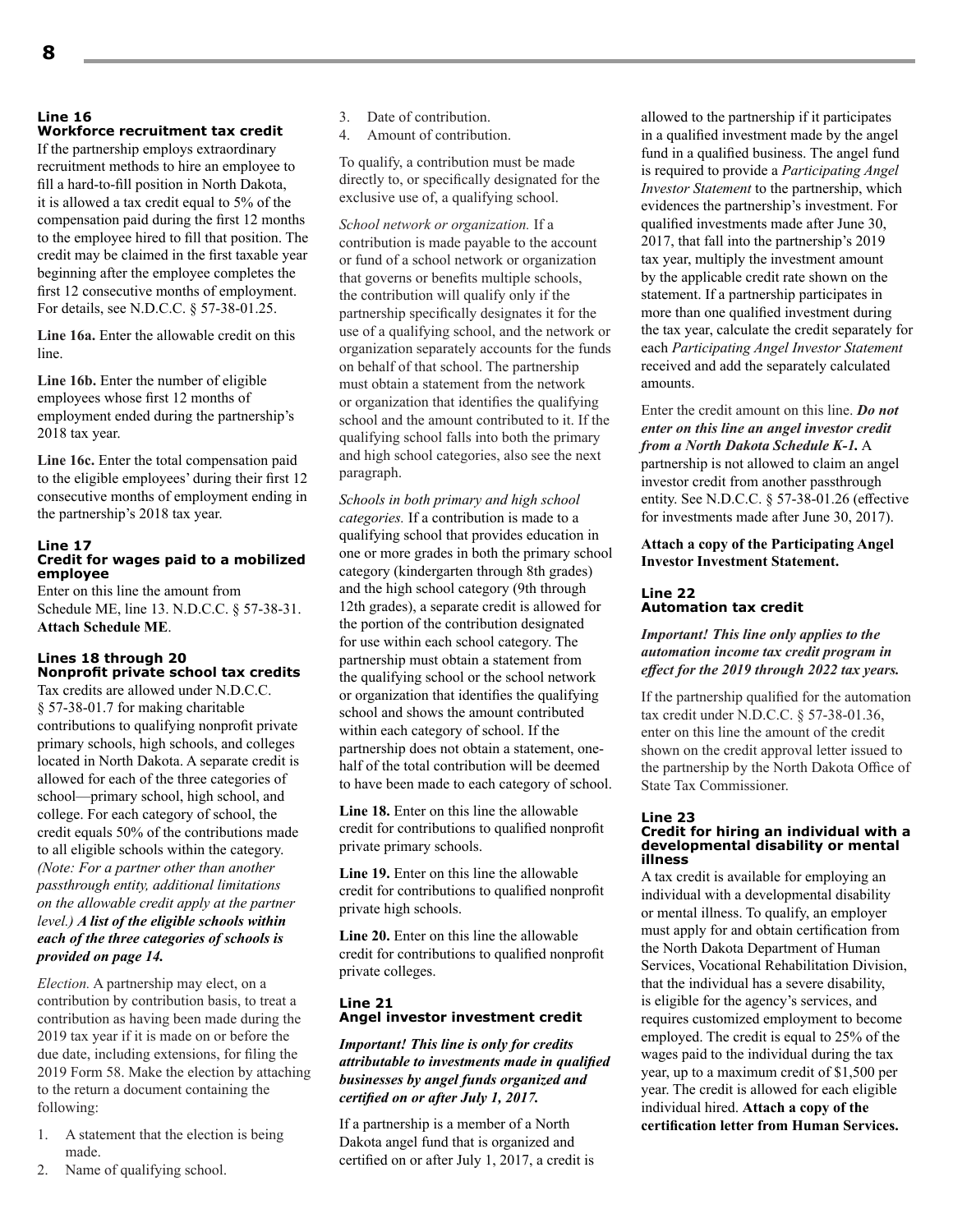### Line 16
### Workforce recruitment tax credit

If the partnership employs extraordinary recruitment methods to hire an employee to fill a hard-to-fill position in North Dakota, it is allowed a tax credit equal to 5% of the compensation paid during the first 12 months to the employee hired to fill that position. The credit may be claimed in the first taxable year beginning after the employee completes the first 12 consecutive months of employment. For details, see N.D.C.C. § 57-38-01.25.

**Line 16a.** Enter the allowable credit on this line.

**Line 16b.** Enter the number of eligible employees whose first 12 months of employment ended during the partnership's 2018 tax year.

**Line 16c.** Enter the total compensation paid to the eligible employees' during their first 12 consecutive months of employment ending in the partnership's 2018 tax year.

### Line 17
### Credit for wages paid to a mobilized employee

Enter on this line the amount from Schedule ME, line 13. N.D.C.C. § 57-38-31. **Attach Schedule ME**.

### Lines 18 through 20
### Nonprofit private school tax credits

Tax credits are allowed under N.D.C.C. § 57-38-01.7 for making charitable contributions to qualifying nonprofit private primary schools, high schools, and colleges located in North Dakota. A separate credit is allowed for each of the three categories of school—primary school, high school, and college. For each category of school, the credit equals 50% of the contributions made to all eligible schools within the category. *(Note: For a partner other than another passthrough entity, additional limitations on the allowable credit apply at the partner level.)* ***A list of the eligible schools within each of the three categories of schools is provided on page 14.***

*Election.* A partnership may elect, on a contribution by contribution basis, to treat a contribution as having been made during the 2019 tax year if it is made on or before the due date, including extensions, for filing the 2019 Form 58. Make the election by attaching to the return a document containing the following:

1. A statement that the election is being made.
2. Name of qualifying school.
3. Date of contribution.
4. Amount of contribution.

To qualify, a contribution must be made directly to, or specifically designated for the exclusive use of, a qualifying school.

*School network or organization.* If a contribution is made payable to the account or fund of a school network or organization that governs or benefits multiple schools, the contribution will qualify only if the partnership specifically designates it for the use of a qualifying school, and the network or organization separately accounts for the funds on behalf of that school. The partnership must obtain a statement from the network or organization that identifies the qualifying school and the amount contributed to it. If the qualifying school falls into both the primary and high school categories, also see the next paragraph.

*Schools in both primary and high school categories.* If a contribution is made to a qualifying school that provides education in one or more grades in both the primary school category (kindergarten through 8th grades) and the high school category (9th through 12th grades), a separate credit is allowed for the portion of the contribution designated for use within each school category. The partnership must obtain a statement from the qualifying school or the school network or organization that identifies the qualifying school and shows the amount contributed within each category of school. If the partnership does not obtain a statement, one-half of the total contribution will be deemed to have been made to each category of school.

**Line 18.** Enter on this line the allowable credit for contributions to qualified nonprofit private primary schools.

**Line 19.** Enter on this line the allowable credit for contributions to qualified nonprofit private high schools.

**Line 20.** Enter on this line the allowable credit for contributions to qualified nonprofit private colleges.

### Line 21
### Angel investor investment credit

***Important! This line is only for credits attributable to investments made in qualified businesses by angel funds organized and certified on or after July 1, 2017.***

If a partnership is a member of a North Dakota angel fund that is organized and certified on or after July 1, 2017, a credit is allowed to the partnership if it participates in a qualified investment made by the angel fund in a qualified business. The angel fund is required to provide a *Participating Angel Investor Statement* to the partnership, which evidences the partnership's investment. For qualified investments made after June 30, 2017, that fall into the partnership's 2019 tax year, multiply the investment amount by the applicable credit rate shown on the statement. If a partnership participates in more than one qualified investment during the tax year, calculate the credit separately for each *Participating Angel Investor Statement* received and add the separately calculated amounts.

Enter the credit amount on this line. ***Do not enter on this line an angel investor credit from a North Dakota Schedule K-1.*** A partnership is not allowed to claim an angel investor credit from another passthrough entity. See N.D.C.C. § 57-38-01.26 (effective for investments made after June 30, 2017).

**Attach a copy of the Participating Angel Investor Investment Statement.**

### Line 22
### Automation tax credit

***Important! This line only applies to the automation income tax credit program in effect for the 2019 through 2022 tax years.***

If the partnership qualified for the automation tax credit under N.D.C.C. § 57-38-01.36, enter on this line the amount of the credit shown on the credit approval letter issued to the partnership by the North Dakota Office of State Tax Commissioner.

### Line 23
### Credit for hiring an individual with a developmental disability or mental illness

A tax credit is available for employing an individual with a developmental disability or mental illness. To qualify, an employer must apply for and obtain certification from the North Dakota Department of Human Services, Vocational Rehabilitation Division, that the individual has a severe disability, is eligible for the agency's services, and requires customized employment to become employed. The credit is equal to 25% of the wages paid to the individual during the tax year, up to a maximum credit of $1,500 per year. The credit is allowed for each eligible individual hired. **Attach a copy of the certification letter from Human Services.**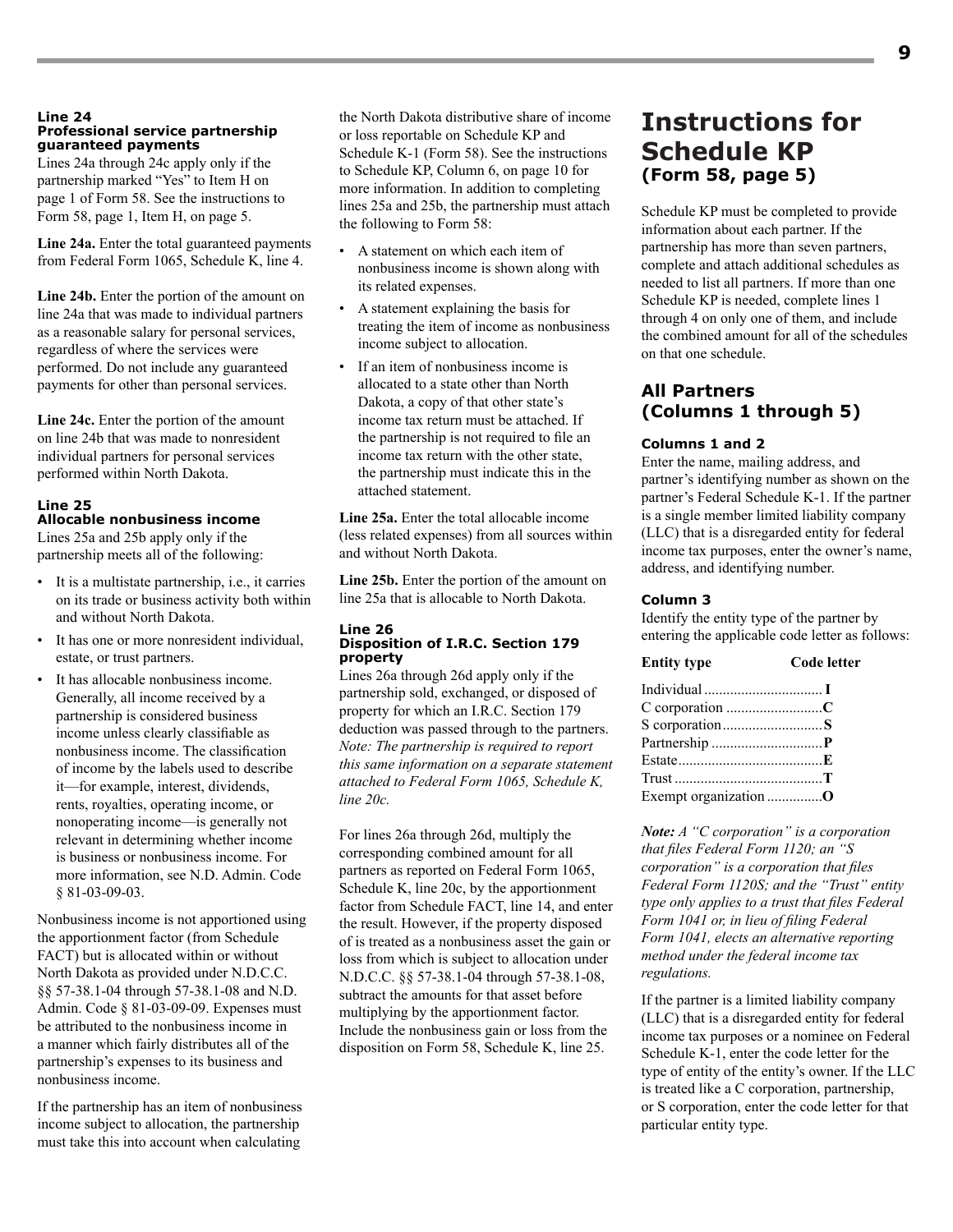### Line 24
### Professional service partnership guaranteed payments

Lines 24a through 24c apply only if the partnership marked "Yes" to Item H on page 1 of Form 58. See the instructions to Form 58, page 1, Item H, on page 5.

**Line 24a.** Enter the total guaranteed payments from Federal Form 1065, Schedule K, line 4.

**Line 24b.** Enter the portion of the amount on line 24a that was made to individual partners as a reasonable salary for personal services, regardless of where the services were performed. Do not include any guaranteed payments for other than personal services.

**Line 24c.** Enter the portion of the amount on line 24b that was made to nonresident individual partners for personal services performed within North Dakota.

### Line 25
### Allocable nonbusiness income

Lines 25a and 25b apply only if the partnership meets all of the following:

- It is a multistate partnership, i.e., it carries on its trade or business activity both within and without North Dakota.
- It has one or more nonresident individual, estate, or trust partners.
- It has allocable nonbusiness income. Generally, all income received by a partnership is considered business income unless clearly classifiable as nonbusiness income. The classification of income by the labels used to describe it—for example, interest, dividends, rents, royalties, operating income, or nonoperating income—is generally not relevant in determining whether income is business or nonbusiness income. For more information, see N.D. Admin. Code § 81-03-09-03.

Nonbusiness income is not apportioned using the apportionment factor (from Schedule FACT) but is allocated within or without North Dakota as provided under N.D.C.C. §§ 57-38.1-04 through 57-38.1-08 and N.D. Admin. Code § 81-03-09-09. Expenses must be attributed to the nonbusiness income in a manner which fairly distributes all of the partnership's expenses to its business and nonbusiness income.

If the partnership has an item of nonbusiness income subject to allocation, the partnership must take this into account when calculating the North Dakota distributive share of income or loss reportable on Schedule KP and Schedule K-1 (Form 58). See the instructions to Schedule KP, Column 6, on page 10 for more information. In addition to completing lines 25a and 25b, the partnership must attach the following to Form 58:

- A statement on which each item of nonbusiness income is shown along with its related expenses.
- A statement explaining the basis for treating the item of income as nonbusiness income subject to allocation.
- If an item of nonbusiness income is allocated to a state other than North Dakota, a copy of that other state's income tax return must be attached. If the partnership is not required to file an income tax return with the other state, the partnership must indicate this in the attached statement.

**Line 25a.** Enter the total allocable income (less related expenses) from all sources within and without North Dakota.

**Line 25b.** Enter the portion of the amount on line 25a that is allocable to North Dakota.

### Line 26
### Disposition of I.R.C. Section 179 property

Lines 26a through 26d apply only if the partnership sold, exchanged, or disposed of property for which an I.R.C. Section 179 deduction was passed through to the partners. *Note: The partnership is required to report this same information on a separate statement attached to Federal Form 1065, Schedule K, line 20c.*

For lines 26a through 26d, multiply the corresponding combined amount for all partners as reported on Federal Form 1065, Schedule K, line 20c, by the apportionment factor from Schedule FACT, line 14, and enter the result. However, if the property disposed of is treated as a nonbusiness asset the gain or loss from which is subject to allocation under N.D.C.C. §§ 57-38.1-04 through 57-38.1-08, subtract the amounts for that asset before multiplying by the apportionment factor. Include the nonbusiness gain or loss from the disposition on Form 58, Schedule K, line 25.

# Instructions for Schedule KP
## (Form 58, page 5)

Schedule KP must be completed to provide information about each partner. If the partnership has more than seven partners, complete and attach additional schedules as needed to list all partners. If more than one Schedule KP is needed, complete lines 1 through 4 on only one of them, and include the combined amount for all of the schedules on that one schedule.

## All Partners (Columns 1 through 5)

### Columns 1 and 2

Enter the name, mailing address, and partner's identifying number as shown on the partner's Federal Schedule K-1. If the partner is a single member limited liability company (LLC) that is a disregarded entity for federal income tax purposes, enter the owner's name, address, and identifying number.

### Column 3

Identify the entity type of the partner by entering the applicable code letter as follows:

| Entity type | Code letter |
|---|---|
| Individual | **I** |
| C corporation | **C** |
| S corporation | **S** |
| Partnership | **P** |
| Estate | **E** |
| Trust | **T** |
| Exempt organization | **O** |

***Note:*** *A "C corporation" is a corporation that files Federal Form 1120; an "S corporation" is a corporation that files Federal Form 1120S; and the "Trust" entity type only applies to a trust that files Federal Form 1041 or, in lieu of filing Federal Form 1041, elects an alternative reporting method under the federal income tax regulations.*

If the partner is a limited liability company (LLC) that is a disregarded entity for federal income tax purposes or a nominee on Federal Schedule K-1, enter the code letter for the type of entity of the entity's owner. If the LLC is treated like a C corporation, partnership, or S corporation, enter the code letter for that particular entity type.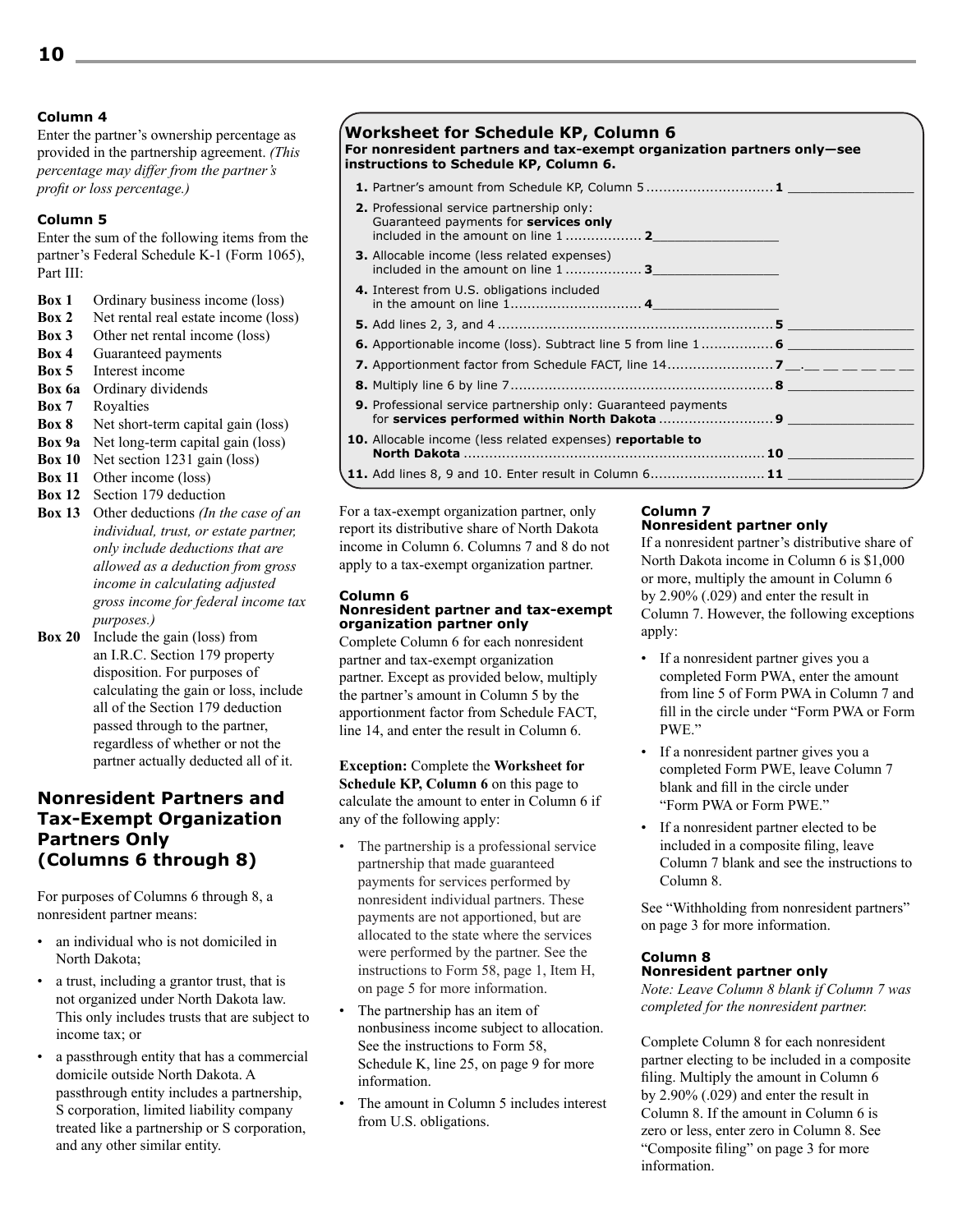### Column 4

Enter the partner's ownership percentage as provided in the partnership agreement. *(This percentage may differ from the partner's profit or loss percentage.)*

### Column 5

Enter the sum of the following items from the partner's Federal Schedule K-1 (Form 1065), Part III:

- **Box 1** Ordinary business income (loss)
- **Box 2** Net rental real estate income (loss)
- **Box 3** Other net rental income (loss)
- **Box 4** Guaranteed payments
- **Box 5** Interest income
- **Box 6a** Ordinary dividends
- **Box 7** Royalties
- **Box 8** Net short-term capital gain (loss)
- **Box 9a** Net long-term capital gain (loss)
- **Box 10** Net section 1231 gain (loss)
- **Box 11** Other income (loss)
- **Box 12** Section 179 deduction
- **Box 13** Other deductions *(In the case of an individual, trust, or estate partner, only include deductions that are allowed as a deduction from gross income in calculating adjusted gross income for federal income tax purposes.)*
- **Box 20** Include the gain (loss) from an I.R.C. Section 179 property disposition. For purposes of calculating the gain or loss, include all of the Section 179 deduction passed through to the partner, regardless of whether or not the partner actually deducted all of it.

## Nonresident Partners and Tax-Exempt Organization Partners Only (Columns 6 through 8)

For purposes of Columns 6 through 8, a nonresident partner means:

- an individual who is not domiciled in North Dakota;
- a trust, including a grantor trust, that is not organized under North Dakota law. This only includes trusts that are subject to income tax; or
- a passthrough entity that has a commercial domicile outside North Dakota. A passthrough entity includes a partnership, S corporation, limited liability company treated like a partnership or S corporation, and any other similar entity.

### Worksheet for Schedule KP, Column 6

**For nonresident partners and tax-exempt organization partners only—see instructions to Schedule KP, Column 6.**

1. Partner's amount from Schedule KP, Column 5 .............................. **1** ________________
2. Professional service partnership only: Guaranteed payments for **services only** included in the amount on line 1 .................. **2** ________________
3. Allocable income (less related expenses) included in the amount on line 1 .................. **3** ________________
4. Interest from U.S. obligations included in the amount on line 1 .............................. **4** ________________
5. Add lines 2, 3, and 4 .............................................................. **5** ________________
6. Apportionable income (loss). Subtract line 5 from line 1 ................ **6** ________________
7. Apportionment factor from Schedule FACT, line 14 ......................... **7** __.__ __ __ __ __ __
8. Multiply line 6 by line 7 .............................................................. **8** ________________
9. Professional service partnership only: Guaranteed payments for **services performed within North Dakota** ........................... **9** ________________
10. Allocable income (less related expenses) **reportable to North Dakota** ...................................................................... **10** ________________
11. Add lines 8, 9 and 10. Enter result in Column 6 ........................... **11** ________________

For a tax-exempt organization partner, only report its distributive share of North Dakota income in Column 6. Columns 7 and 8 do not apply to a tax-exempt organization partner.

### Column 6
### Nonresident partner and tax-exempt organization partner only

Complete Column 6 for each nonresident partner and tax-exempt organization partner. Except as provided below, multiply the partner's amount in Column 5 by the apportionment factor from Schedule FACT, line 14, and enter the result in Column 6.

**Exception:** Complete the **Worksheet for Schedule KP, Column 6** on this page to calculate the amount to enter in Column 6 if any of the following apply:

- The partnership is a professional service partnership that made guaranteed payments for services performed by nonresident individual partners. These payments are not apportioned, but are allocated to the state where the services were performed by the partner. See the instructions to Form 58, page 1, Item H, on page 5 for more information.
- The partnership has an item of nonbusiness income subject to allocation. See the instructions to Form 58, Schedule K, line 25, on page 9 for more information.
- The amount in Column 5 includes interest from U.S. obligations.

### Column 7
### Nonresident partner only

If a nonresident partner's distributive share of North Dakota income in Column 6 is $1,000 or more, multiply the amount in Column 6 by 2.90% (.029) and enter the result in Column 7. However, the following exceptions apply:

- If a nonresident partner gives you a completed Form PWA, enter the amount from line 5 of Form PWA in Column 7 and fill in the circle under "Form PWA or Form PWE."
- If a nonresident partner gives you a completed Form PWE, leave Column 7 blank and fill in the circle under "Form PWA or Form PWE."
- If a nonresident partner elected to be included in a composite filing, leave Column 7 blank and see the instructions to Column 8.

See "Withholding from nonresident partners" on page 3 for more information.

### Column 8
### Nonresident partner only

*Note: Leave Column 8 blank if Column 7 was completed for the nonresident partner.*

Complete Column 8 for each nonresident partner electing to be included in a composite filing. Multiply the amount in Column 6 by 2.90% (.029) and enter the result in Column 8. If the amount in Column 6 is zero or less, enter zero in Column 8. See "Composite filing" on page 3 for more information.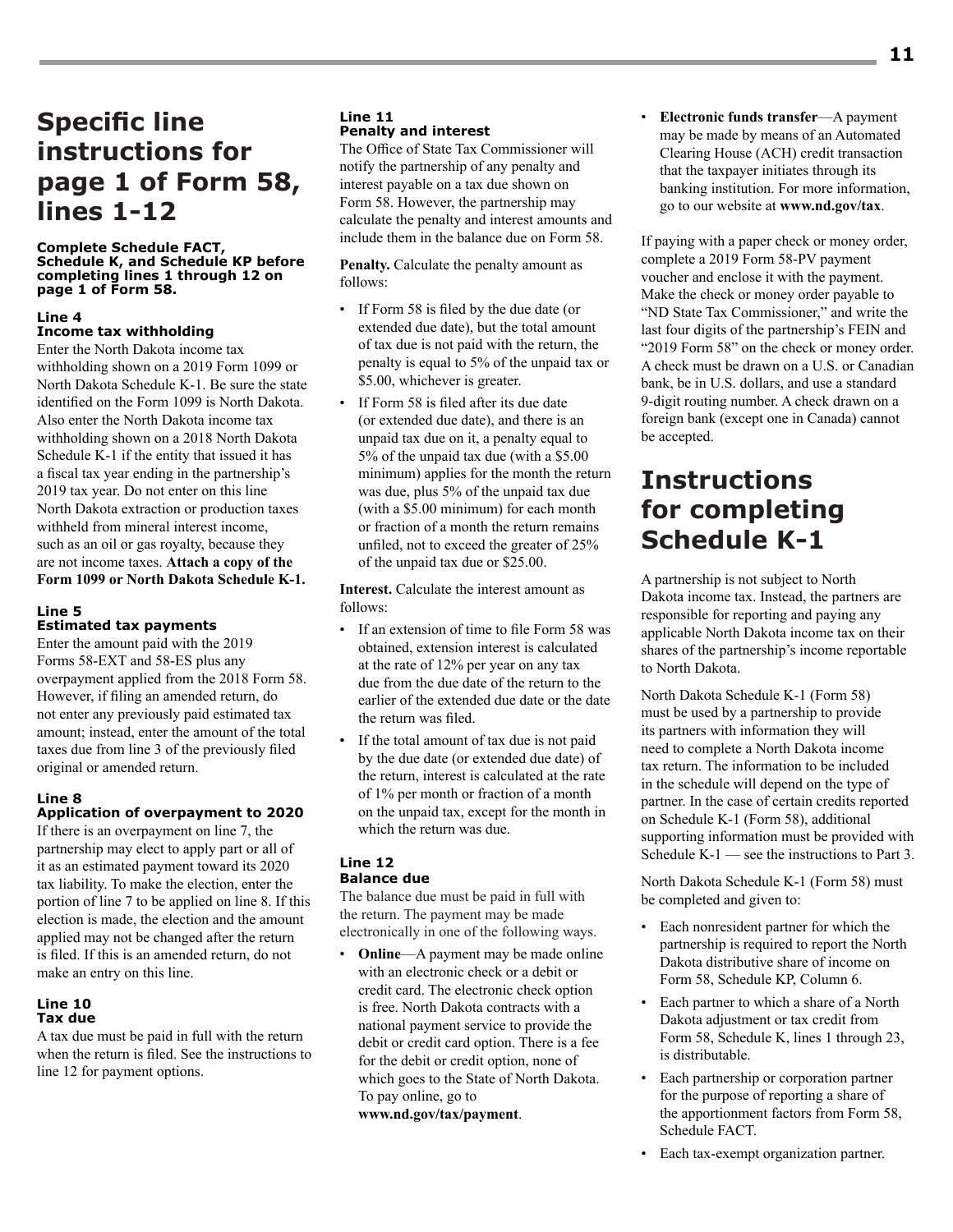## Specific line instructions for page 1 of Form 58, lines 1-12

**Complete Schedule FACT, Schedule K, and Schedule KP before completing lines 1 through 12 on page 1 of Form 58.**

### Line 4
### Income tax withholding

Enter the North Dakota income tax withholding shown on a 2019 Form 1099 or North Dakota Schedule K-1. Be sure the state identified on the Form 1099 is North Dakota. Also enter the North Dakota income tax withholding shown on a 2018 North Dakota Schedule K-1 if the entity that issued it has a fiscal tax year ending in the partnership's 2019 tax year. Do not enter on this line North Dakota extraction or production taxes withheld from mineral interest income, such as an oil or gas royalty, because they are not income taxes. **Attach a copy of the Form 1099 or North Dakota Schedule K-1.**

### Line 5
### Estimated tax payments

Enter the amount paid with the 2019 Forms 58-EXT and 58-ES plus any overpayment applied from the 2018 Form 58. However, if filing an amended return, do not enter any previously paid estimated tax amount; instead, enter the amount of the total taxes due from line 3 of the previously filed original or amended return.

### Line 8
### Application of overpayment to 2020

If there is an overpayment on line 7, the partnership may elect to apply part or all of it as an estimated payment toward its 2020 tax liability. To make the election, enter the portion of line 7 to be applied on line 8. If this election is made, the election and the amount applied may not be changed after the return is filed. If this is an amended return, do not make an entry on this line.

### Line 10
### Tax due

A tax due must be paid in full with the return when the return is filed. See the instructions to line 12 for payment options.

### Line 11
### Penalty and interest

The Office of State Tax Commissioner will notify the partnership of any penalty and interest payable on a tax due shown on Form 58. However, the partnership may calculate the penalty and interest amounts and include them in the balance due on Form 58.

**Penalty.** Calculate the penalty amount as follows:

- If Form 58 is filed by the due date (or extended due date), but the total amount of tax due is not paid with the return, the penalty is equal to 5% of the unpaid tax or \$5.00, whichever is greater.
- If Form 58 is filed after its due date (or extended due date), and there is an unpaid tax due on it, a penalty equal to 5% of the unpaid tax due (with a \$5.00 minimum) applies for the month the return was due, plus 5% of the unpaid tax due (with a \$5.00 minimum) for each month or fraction of a month the return remains unfiled, not to exceed the greater of 25% of the unpaid tax due or \$25.00.

**Interest.** Calculate the interest amount as follows:

- If an extension of time to file Form 58 was obtained, extension interest is calculated at the rate of 12% per year on any tax due from the due date of the return to the earlier of the extended due date or the date the return was filed.
- If the total amount of tax due is not paid by the due date (or extended due date) of the return, interest is calculated at the rate of 1% per month or fraction of a month on the unpaid tax, except for the month in which the return was due.

### Line 12
### Balance due

The balance due must be paid in full with the return. The payment may be made electronically in one of the following ways.

- **Online**—A payment may be made online with an electronic check or a debit or credit card. The electronic check option is free. North Dakota contracts with a national payment service to provide the debit or credit card option. There is a fee for the debit or credit option, none of which goes to the State of North Dakota. To pay online, go to **www.nd.gov/tax/payment**.
- **Electronic funds transfer**—A payment may be made by means of an Automated Clearing House (ACH) credit transaction that the taxpayer initiates through its banking institution. For more information, go to our website at **www.nd.gov/tax**.

If paying with a paper check or money order, complete a 2019 Form 58-PV payment voucher and enclose it with the payment. Make the check or money order payable to "ND State Tax Commissioner," and write the last four digits of the partnership's FEIN and "2019 Form 58" on the check or money order. A check must be drawn on a U.S. or Canadian bank, be in U.S. dollars, and use a standard 9-digit routing number. A check drawn on a foreign bank (except one in Canada) cannot be accepted.

## Instructions for completing Schedule K-1

A partnership is not subject to North Dakota income tax. Instead, the partners are responsible for reporting and paying any applicable North Dakota income tax on their shares of the partnership's income reportable to North Dakota.

North Dakota Schedule K-1 (Form 58) must be used by a partnership to provide its partners with information they will need to complete a North Dakota income tax return. The information to be included in the schedule will depend on the type of partner. In the case of certain credits reported on Schedule K-1 (Form 58), additional supporting information must be provided with Schedule K-1 — see the instructions to Part 3.

North Dakota Schedule K-1 (Form 58) must be completed and given to:

- Each nonresident partner for which the partnership is required to report the North Dakota distributive share of income on Form 58, Schedule KP, Column 6.
- Each partner to which a share of a North Dakota adjustment or tax credit from Form 58, Schedule K, lines 1 through 23, is distributable.
- Each partnership or corporation partner for the purpose of reporting a share of the apportionment factors from Form 58, Schedule FACT.
- Each tax-exempt organization partner.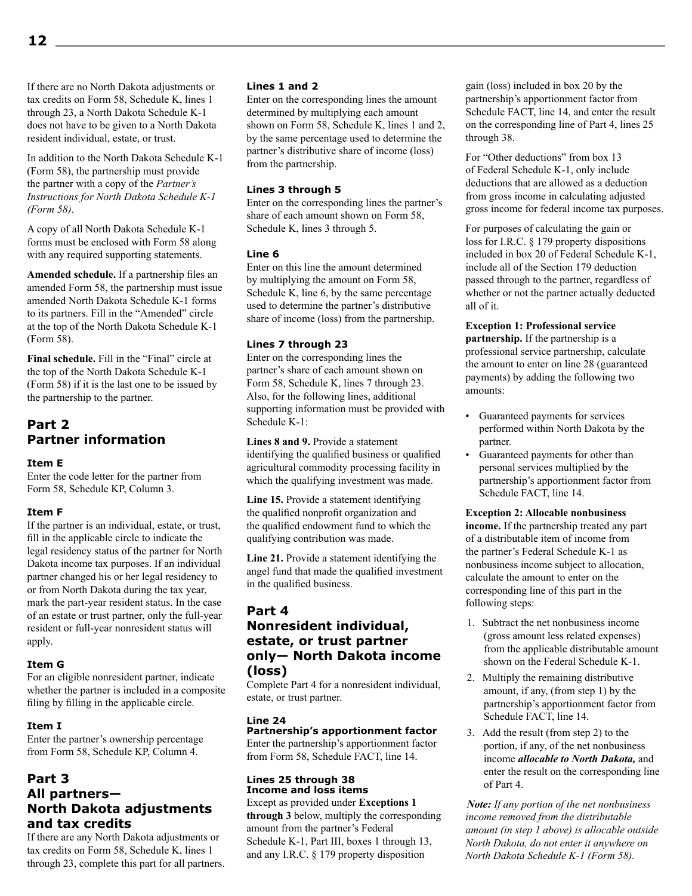If there are no North Dakota adjustments or tax credits on Form 58, Schedule K, lines 1 through 23, a North Dakota Schedule K-1 does not have to be given to a North Dakota resident individual, estate, or trust.

In addition to the North Dakota Schedule K-1 (Form 58), the partnership must provide the partner with a copy of the *Partner's Instructions for North Dakota Schedule K-1 (Form 58)*.

A copy of all North Dakota Schedule K-1 forms must be enclosed with Form 58 along with any required supporting statements.

**Amended schedule.** If a partnership files an amended Form 58, the partnership must issue amended North Dakota Schedule K-1 forms to its partners. Fill in the "Amended" circle at the top of the North Dakota Schedule K-1 (Form 58).

**Final schedule.** Fill in the "Final" circle at the top of the North Dakota Schedule K-1 (Form 58) if it is the last one to be issued by the partnership to the partner.

## Part 2 Partner information

### Item E

Enter the code letter for the partner from Form 58, Schedule KP, Column 3.

### Item F

If the partner is an individual, estate, or trust, fill in the applicable circle to indicate the legal residency status of the partner for North Dakota income tax purposes. If an individual partner changed his or her legal residency to or from North Dakota during the tax year, mark the part-year resident status. In the case of an estate or trust partner, only the full-year resident or full-year nonresident status will apply.

### Item G

For an eligible nonresident partner, indicate whether the partner is included in a composite filing by filling in the applicable circle.

### Item I

Enter the partner's ownership percentage from Form 58, Schedule KP, Column 4.

## Part 3 All partners— North Dakota adjustments and tax credits

If there are any North Dakota adjustments or tax credits on Form 58, Schedule K, lines 1 through 23, complete this part for all partners.

### Lines 1 and 2

Enter on the corresponding lines the amount determined by multiplying each amount shown on Form 58, Schedule K, lines 1 and 2, by the same percentage used to determine the partner's distributive share of income (loss) from the partnership.

### Lines 3 through 5

Enter on the corresponding lines the partner's share of each amount shown on Form 58, Schedule K, lines 3 through 5.

### Line 6

Enter on this line the amount determined by multiplying the amount on Form 58, Schedule K, line 6, by the same percentage used to determine the partner's distributive share of income (loss) from the partnership.

### Lines 7 through 23

Enter on the corresponding lines the partner's share of each amount shown on Form 58, Schedule K, lines 7 through 23. Also, for the following lines, additional supporting information must be provided with Schedule K-1:

**Lines 8 and 9.** Provide a statement identifying the qualified business or qualified agricultural commodity processing facility in which the qualifying investment was made.

**Line 15.** Provide a statement identifying the qualified nonprofit organization and the qualified endowment fund to which the qualifying contribution was made.

**Line 21.** Provide a statement identifying the angel fund that made the qualified investment in the qualified business.

## Part 4 Nonresident individual, estate, or trust partner only— North Dakota income (loss)

Complete Part 4 for a nonresident individual, estate, or trust partner.

### Line 24 Partnership's apportionment factor

Enter the partnership's apportionment factor from Form 58, Schedule FACT, line 14.

### Lines 25 through 38 Income and loss items

Except as provided under **Exceptions 1 through 3** below, multiply the corresponding amount from the partner's Federal Schedule K-1, Part III, boxes 1 through 13, and any I.R.C. § 179 property disposition gain (loss) included in box 20 by the partnership's apportionment factor from Schedule FACT, line 14, and enter the result on the corresponding line of Part 4, lines 25 through 38.

For "Other deductions" from box 13 of Federal Schedule K-1, only include deductions that are allowed as a deduction from gross income in calculating adjusted gross income for federal income tax purposes.

For purposes of calculating the gain or loss for I.R.C. § 179 property dispositions included in box 20 of Federal Schedule K-1, include all of the Section 179 deduction passed through to the partner, regardless of whether or not the partner actually deducted all of it.

**Exception 1: Professional service partnership.** If the partnership is a professional service partnership, calculate the amount to enter on line 28 (guaranteed payments) by adding the following two amounts:

- Guaranteed payments for services performed within North Dakota by the partner.
- Guaranteed payments for other than personal services multiplied by the partnership's apportionment factor from Schedule FACT, line 14.

**Exception 2: Allocable nonbusiness income.** If the partnership treated any part of a distributable item of income from the partner's Federal Schedule K-1 as nonbusiness income subject to allocation, calculate the amount to enter on the corresponding line of this part in the following steps:

1. Subtract the net nonbusiness income (gross amount less related expenses) from the applicable distributable amount shown on the Federal Schedule K-1.
2. Multiply the remaining distributive amount, if any, (from step 1) by the partnership's apportionment factor from Schedule FACT, line 14.
3. Add the result (from step 2) to the portion, if any, of the net nonbusiness income ***allocable to North Dakota,*** and enter the result on the corresponding line of Part 4.

***Note:*** *If any portion of the net nonbusiness income removed from the distributable amount (in step 1 above) is allocable outside North Dakota, do not enter it anywhere on North Dakota Schedule K-1 (Form 58).*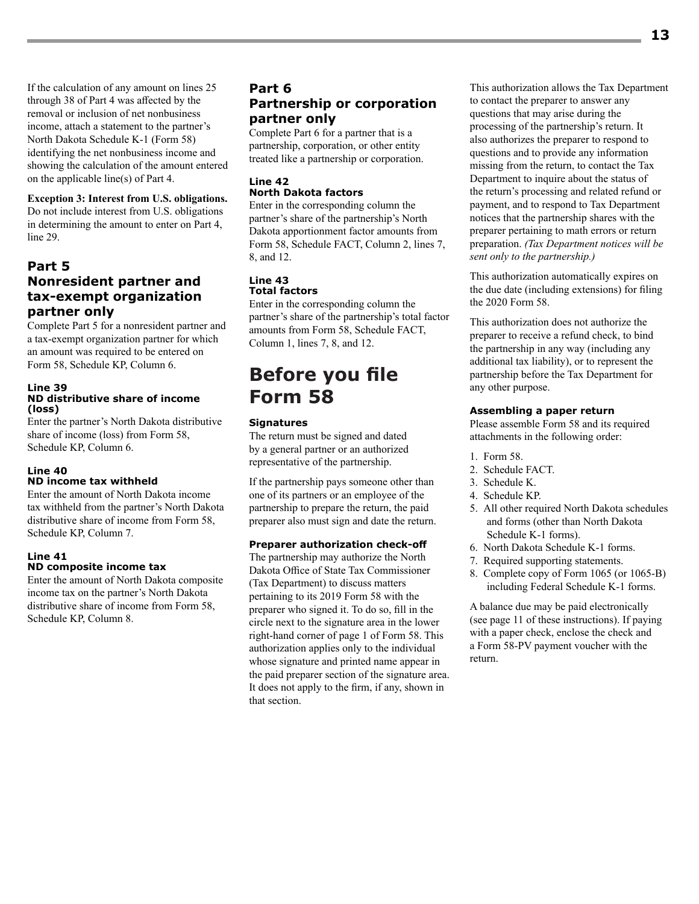If the calculation of any amount on lines 25 through 38 of Part 4 was affected by the removal or inclusion of net nonbusiness income, attach a statement to the partner's North Dakota Schedule K-1 (Form 58) identifying the net nonbusiness income and showing the calculation of the amount entered on the applicable line(s) of Part 4.

**Exception 3: Interest from U.S. obligations.** Do not include interest from U.S. obligations in determining the amount to enter on Part 4, line 29.

## Part 5 Nonresident partner and tax-exempt organization partner only

Complete Part 5 for a nonresident partner and a tax-exempt organization partner for which an amount was required to be entered on Form 58, Schedule KP, Column 6.

#### Line 39 ND distributive share of income (loss)

Enter the partner's North Dakota distributive share of income (loss) from Form 58, Schedule KP, Column 6.

#### Line 40 ND income tax withheld

Enter the amount of North Dakota income tax withheld from the partner's North Dakota distributive share of income from Form 58, Schedule KP, Column 7.

#### Line 41 ND composite income tax

Enter the amount of North Dakota composite income tax on the partner's North Dakota distributive share of income from Form 58, Schedule KP, Column 8.

## Part 6 Partnership or corporation partner only

Complete Part 6 for a partner that is a partnership, corporation, or other entity treated like a partnership or corporation.

#### Line 42 North Dakota factors

Enter in the corresponding column the partner's share of the partnership's North Dakota apportionment factor amounts from Form 58, Schedule FACT, Column 2, lines 7, 8, and 12.

#### Line 43 Total factors

Enter in the corresponding column the partner's share of the partnership's total factor amounts from Form 58, Schedule FACT, Column 1, lines 7, 8, and 12.

# Before you file Form 58

#### Signatures

The return must be signed and dated by a general partner or an authorized representative of the partnership.

If the partnership pays someone other than one of its partners or an employee of the partnership to prepare the return, the paid preparer also must sign and date the return.

#### Preparer authorization check-off

The partnership may authorize the North Dakota Office of State Tax Commissioner (Tax Department) to discuss matters pertaining to its 2019 Form 58 with the preparer who signed it. To do so, fill in the circle next to the signature area in the lower right-hand corner of page 1 of Form 58. This authorization applies only to the individual whose signature and printed name appear in the paid preparer section of the signature area. It does not apply to the firm, if any, shown in that section.

This authorization allows the Tax Department to contact the preparer to answer any questions that may arise during the processing of the partnership's return. It also authorizes the preparer to respond to questions and to provide any information missing from the return, to contact the Tax Department to inquire about the status of the return's processing and related refund or payment, and to respond to Tax Department notices that the partnership shares with the preparer pertaining to math errors or return preparation. *(Tax Department notices will be sent only to the partnership.)*

This authorization automatically expires on the due date (including extensions) for filing the 2020 Form 58.

This authorization does not authorize the preparer to receive a refund check, to bind the partnership in any way (including any additional tax liability), or to represent the partnership before the Tax Department for any other purpose.

#### Assembling a paper return

Please assemble Form 58 and its required attachments in the following order:

1. Form 58.
2. Schedule FACT.
3. Schedule K.
4. Schedule KP.
5. All other required North Dakota schedules and forms (other than North Dakota Schedule K-1 forms).
6. North Dakota Schedule K-1 forms.
7. Required supporting statements.
8. Complete copy of Form 1065 (or 1065-B) including Federal Schedule K-1 forms.

A balance due may be paid electronically (see page 11 of these instructions). If paying with a paper check, enclose the check and a Form 58-PV payment voucher with the return.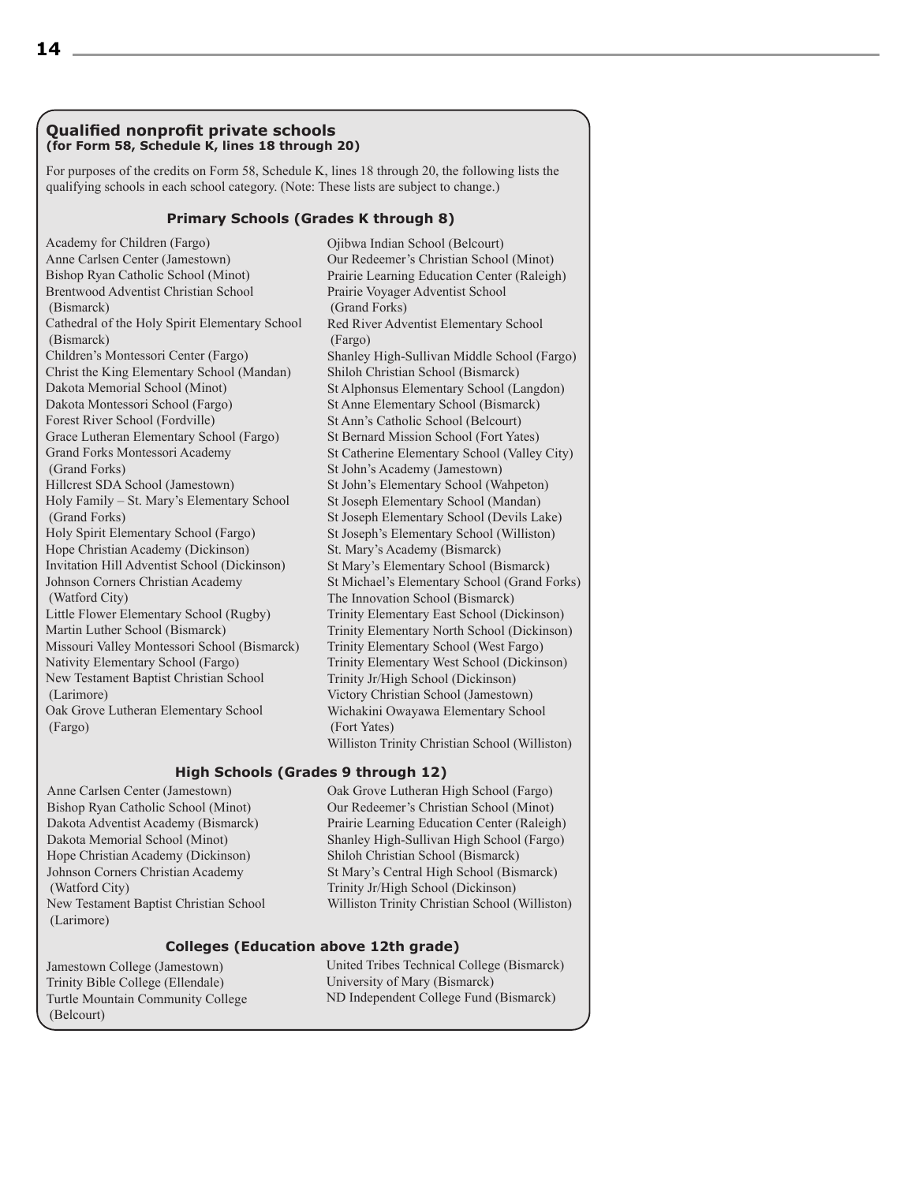## Qualified nonprofit private schools
**(for Form 58, Schedule K, lines 18 through 20)**

For purposes of the credits on Form 58, Schedule K, lines 18 through 20, the following lists the qualifying schools in each school category. (Note: These lists are subject to change.)

### Primary Schools (Grades K through 8)

Academy for Children (Fargo)
Anne Carlsen Center (Jamestown)
Bishop Ryan Catholic School (Minot)
Brentwood Adventist Christian School (Bismarck)
Cathedral of the Holy Spirit Elementary School (Bismarck)
Children's Montessori Center (Fargo)
Christ the King Elementary School (Mandan)
Dakota Memorial School (Minot)
Dakota Montessori School (Fargo)
Forest River School (Fordville)
Grace Lutheran Elementary School (Fargo)
Grand Forks Montessori Academy (Grand Forks)
Hillcrest SDA School (Jamestown)
Holy Family – St. Mary's Elementary School (Grand Forks)
Holy Spirit Elementary School (Fargo)
Hope Christian Academy (Dickinson)
Invitation Hill Adventist School (Dickinson)
Johnson Corners Christian Academy (Watford City)
Little Flower Elementary School (Rugby)
Martin Luther School (Bismarck)
Missouri Valley Montessori School (Bismarck)
Nativity Elementary School (Fargo)
New Testament Baptist Christian School (Larimore)
Oak Grove Lutheran Elementary School (Fargo)
Ojibwa Indian School (Belcourt)
Our Redeemer's Christian School (Minot)
Prairie Learning Education Center (Raleigh)
Prairie Voyager Adventist School (Grand Forks)
Red River Adventist Elementary School (Fargo)
Shanley High-Sullivan Middle School (Fargo)
Shiloh Christian School (Bismarck)
St Alphonsus Elementary School (Langdon)
St Anne Elementary School (Bismarck)
St Ann's Catholic School (Belcourt)
St Bernard Mission School (Fort Yates)
St Catherine Elementary School (Valley City)
St John's Academy (Jamestown)
St John's Elementary School (Wahpeton)
St Joseph Elementary School (Mandan)
St Joseph Elementary School (Devils Lake)
St Joseph's Elementary School (Williston)
St. Mary's Academy (Bismarck)
St Mary's Elementary School (Bismarck)
St Michael's Elementary School (Grand Forks)
The Innovation School (Bismarck)
Trinity Elementary East School (Dickinson)
Trinity Elementary North School (Dickinson)
Trinity Elementary School (West Fargo)
Trinity Elementary West School (Dickinson)
Trinity Jr/High School (Dickinson)
Victory Christian School (Jamestown)
Wichakini Owayawa Elementary School (Fort Yates)
Williston Trinity Christian School (Williston)

### High Schools (Grades 9 through 12)

Anne Carlsen Center (Jamestown)
Bishop Ryan Catholic School (Minot)
Dakota Adventist Academy (Bismarck)
Dakota Memorial School (Minot)
Hope Christian Academy (Dickinson)
Johnson Corners Christian Academy (Watford City)
New Testament Baptist Christian School (Larimore)
Oak Grove Lutheran High School (Fargo)
Our Redeemer's Christian School (Minot)
Prairie Learning Education Center (Raleigh)
Shanley High-Sullivan High School (Fargo)
Shiloh Christian School (Bismarck)
St Mary's Central High School (Bismarck)
Trinity Jr/High School (Dickinson)
Williston Trinity Christian School (Williston)

### Colleges (Education above 12th grade)

Jamestown College (Jamestown)
Trinity Bible College (Ellendale)
Turtle Mountain Community College (Belcourt)
United Tribes Technical College (Bismarck)
University of Mary (Bismarck)
ND Independent College Fund (Bismarck)